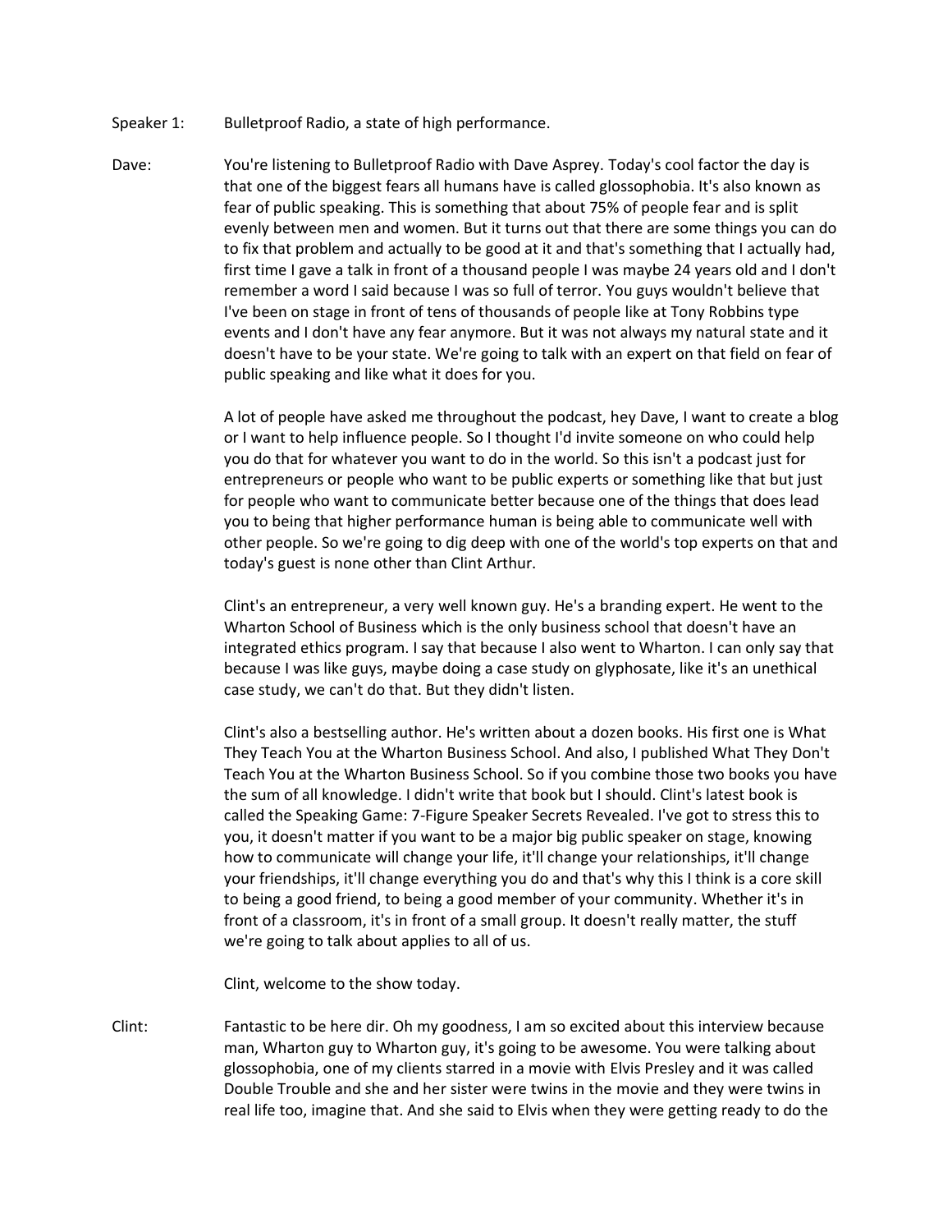Speaker 1: Bulletproof Radio, a state of high performance.

Dave: You're listening to Bulletproof Radio with Dave Asprey. Today's cool factor the day is that one of the biggest fears all humans have is called glossophobia. It's also known as fear of public speaking. This is something that about 75% of people fear and is split evenly between men and women. But it turns out that there are some things you can do to fix that problem and actually to be good at it and that's something that I actually had, first time I gave a talk in front of a thousand people I was maybe 24 years old and I don't remember a word I said because I was so full of terror. You guys wouldn't believe that I've been on stage in front of tens of thousands of people like at Tony Robbins type events and I don't have any fear anymore. But it was not always my natural state and it doesn't have to be your state. We're going to talk with an expert on that field on fear of public speaking and like what it does for you.

A lot of people have asked me throughout the podcast, hey Dave, I want to create a blog or I want to help influence people. So I thought I'd invite someone on who could help you do that for whatever you want to do in the world. So this isn't a podcast just for entrepreneurs or people who want to be public experts or something like that but just for people who want to communicate better because one of the things that does lead you to being that higher performance human is being able to communicate well with other people. So we're going to dig deep with one of the world's top experts on that and today's guest is none other than Clint Arthur.

Clint's an entrepreneur, a very well known guy. He's a branding expert. He went to the Wharton School of Business which is the only business school that doesn't have an integrated ethics program. I say that because I also went to Wharton. I can only say that because I was like guys, maybe doing a case study on glyphosate, like it's an unethical case study, we can't do that. But they didn't listen.

Clint's also a bestselling author. He's written about a dozen books. His first one is What They Teach You at the Wharton Business School. And also, I published What They Don't Teach You at the Wharton Business School. So if you combine those two books you have the sum of all knowledge. I didn't write that book but I should. Clint's latest book is called the Speaking Game: 7-Figure Speaker Secrets Revealed. I've got to stress this to you, it doesn't matter if you want to be a major big public speaker on stage, knowing how to communicate will change your life, it'll change your relationships, it'll change your friendships, it'll change everything you do and that's why this I think is a core skill to being a good friend, to being a good member of your community. Whether it's in front of a classroom, it's in front of a small group. It doesn't really matter, the stuff we're going to talk about applies to all of us.

Clint, welcome to the show today.

Clint: Fantastic to be here dir. Oh my goodness, I am so excited about this interview because man, Wharton guy to Wharton guy, it's going to be awesome. You were talking about glossophobia, one of my clients starred in a movie with Elvis Presley and it was called Double Trouble and she and her sister were twins in the movie and they were twins in real life too, imagine that. And she said to Elvis when they were getting ready to do the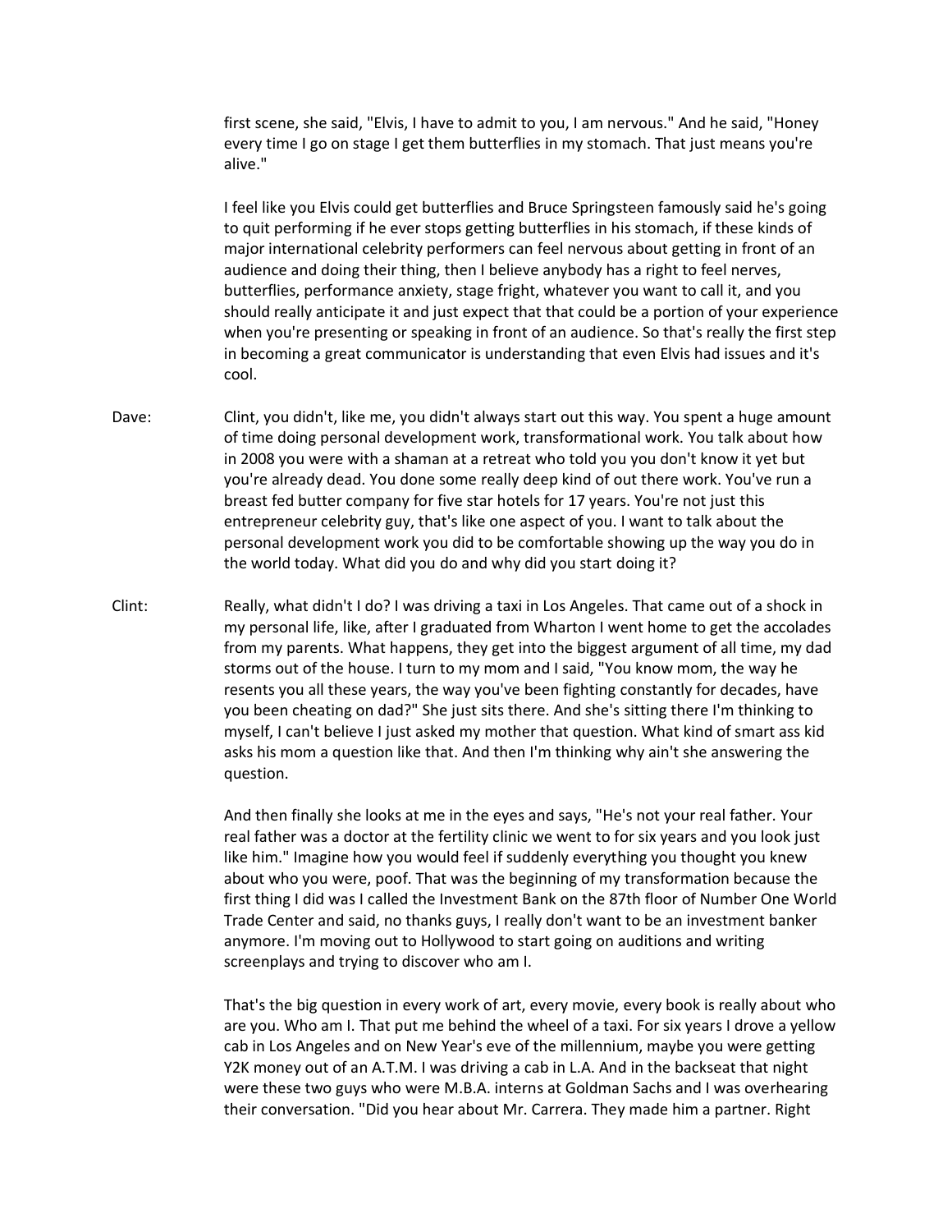first scene, she said, "Elvis, I have to admit to you, I am nervous." And he said, "Honey every time I go on stage I get them butterflies in my stomach. That just means you're alive."

I feel like you Elvis could get butterflies and Bruce Springsteen famously said he's going to quit performing if he ever stops getting butterflies in his stomach, if these kinds of major international celebrity performers can feel nervous about getting in front of an audience and doing their thing, then I believe anybody has a right to feel nerves, butterflies, performance anxiety, stage fright, whatever you want to call it, and you should really anticipate it and just expect that that could be a portion of your experience when you're presenting or speaking in front of an audience. So that's really the first step in becoming a great communicator is understanding that even Elvis had issues and it's cool.

Dave: Clint, you didn't, like me, you didn't always start out this way. You spent a huge amount of time doing personal development work, transformational work. You talk about how in 2008 you were with a shaman at a retreat who told you you don't know it yet but you're already dead. You done some really deep kind of out there work. You've run a breast fed butter company for five star hotels for 17 years. You're not just this entrepreneur celebrity guy, that's like one aspect of you. I want to talk about the personal development work you did to be comfortable showing up the way you do in the world today. What did you do and why did you start doing it?

Clint: Really, what didn't I do? I was driving a taxi in Los Angeles. That came out of a shock in my personal life, like, after I graduated from Wharton I went home to get the accolades from my parents. What happens, they get into the biggest argument of all time, my dad storms out of the house. I turn to my mom and I said, "You know mom, the way he resents you all these years, the way you've been fighting constantly for decades, have you been cheating on dad?" She just sits there. And she's sitting there I'm thinking to myself, I can't believe I just asked my mother that question. What kind of smart ass kid asks his mom a question like that. And then I'm thinking why ain't she answering the question.

And then finally she looks at me in the eyes and says, "He's not your real father. Your real father was a doctor at the fertility clinic we went to for six years and you look just like him." Imagine how you would feel if suddenly everything you thought you knew about who you were, poof. That was the beginning of my transformation because the first thing I did was I called the Investment Bank on the 87th floor of Number One World Trade Center and said, no thanks guys, I really don't want to be an investment banker anymore. I'm moving out to Hollywood to start going on auditions and writing screenplays and trying to discover who am I.

That's the big question in every work of art, every movie, every book is really about who are you. Who am I. That put me behind the wheel of a taxi. For six years I drove a yellow cab in Los Angeles and on New Year's eve of the millennium, maybe you were getting Y2K money out of an A.T.M. I was driving a cab in L.A. And in the backseat that night were these two guys who were M.B.A. interns at Goldman Sachs and I was overhearing their conversation. "Did you hear about Mr. Carrera. They made him a partner. Right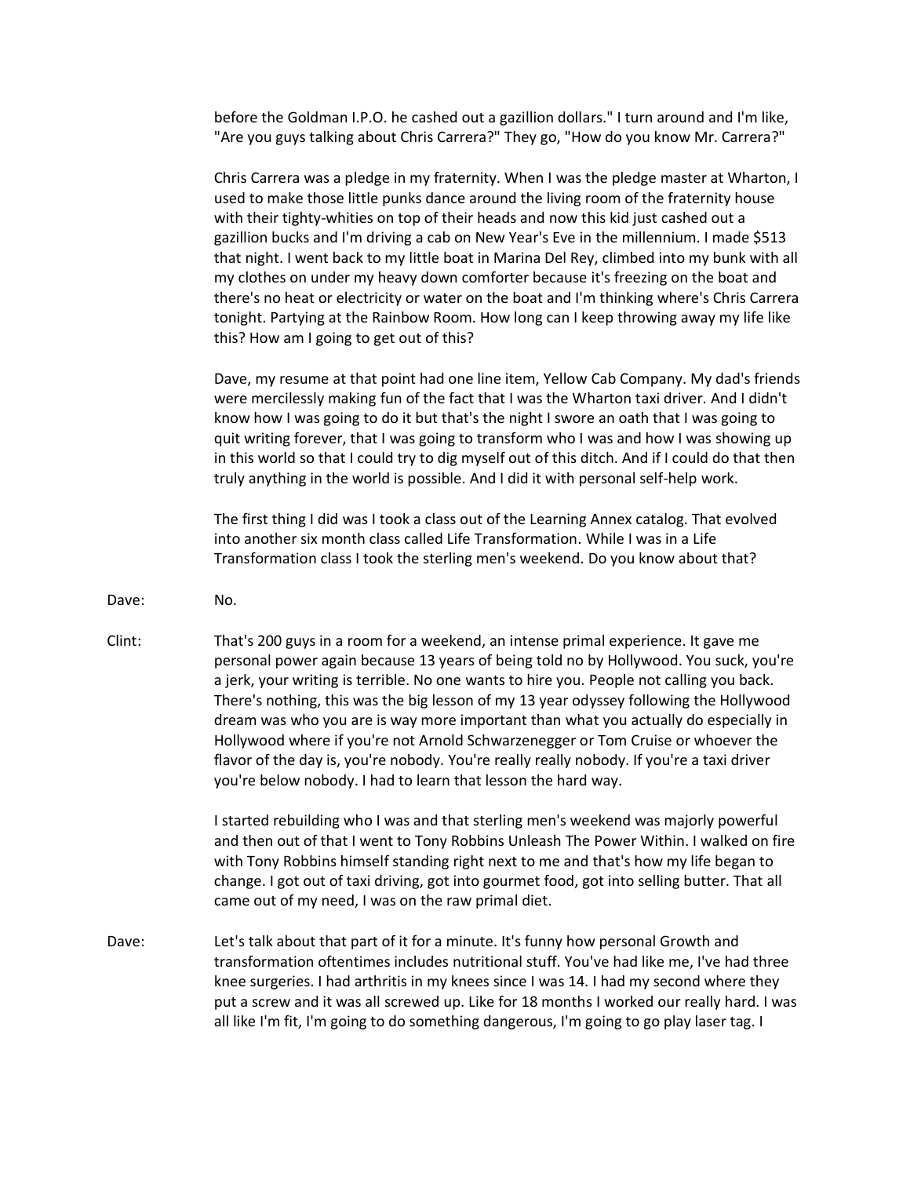before the Goldman I.P.O. he cashed out a gazillion dollars." I turn around and I'm like, "Are you guys talking about Chris Carrera?" They go, "How do you know Mr. Carrera?"

Chris Carrera was a pledge in my fraternity. When I was the pledge master at Wharton, I used to make those little punks dance around the living room of the fraternity house with their tighty-whities on top of their heads and now this kid just cashed out a gazillion bucks and I'm driving a cab on New Year's Eve in the millennium. I made $513 that night. I went back to my little boat in Marina Del Rey, climbed into my bunk with all my clothes on under my heavy down comforter because it's freezing on the boat and there's no heat or electricity or water on the boat and I'm thinking where's Chris Carrera tonight. Partying at the Rainbow Room. How long can I keep throwing away my life like this? How am I going to get out of this?

Dave, my resume at that point had one line item, Yellow Cab Company. My dad's friends were mercilessly making fun of the fact that I was the Wharton taxi driver. And I didn't know how I was going to do it but that's the night I swore an oath that I was going to quit writing forever, that I was going to transform who I was and how I was showing up in this world so that I could try to dig myself out of this ditch. And if I could do that then truly anything in the world is possible. And I did it with personal self-help work.

The first thing I did was I took a class out of the Learning Annex catalog. That evolved into another six month class called Life Transformation. While I was in a Life Transformation class I took the sterling men's weekend. Do you know about that?

Dave: No.

Clint: That's 200 guys in a room for a weekend, an intense primal experience. It gave me personal power again because 13 years of being told no by Hollywood. You suck, you're a jerk, your writing is terrible. No one wants to hire you. People not calling you back. There's nothing, this was the big lesson of my 13 year odyssey following the Hollywood dream was who you are is way more important than what you actually do especially in Hollywood where if you're not Arnold Schwarzenegger or Tom Cruise or whoever the flavor of the day is, you're nobody. You're really really nobody. If you're a taxi driver you're below nobody. I had to learn that lesson the hard way.

I started rebuilding who I was and that sterling men's weekend was majorly powerful and then out of that I went to Tony Robbins Unleash The Power Within. I walked on fire with Tony Robbins himself standing right next to me and that's how my life began to change. I got out of taxi driving, got into gourmet food, got into selling butter. That all came out of my need, I was on the raw primal diet.

Dave: Let's talk about that part of it for a minute. It's funny how personal Growth and transformation oftentimes includes nutritional stuff. You've had like me, I've had three knee surgeries. I had arthritis in my knees since I was 14. I had my second where they put a screw and it was all screwed up. Like for 18 months I worked our really hard. I was all like I'm fit, I'm going to do something dangerous, I'm going to go play laser tag. I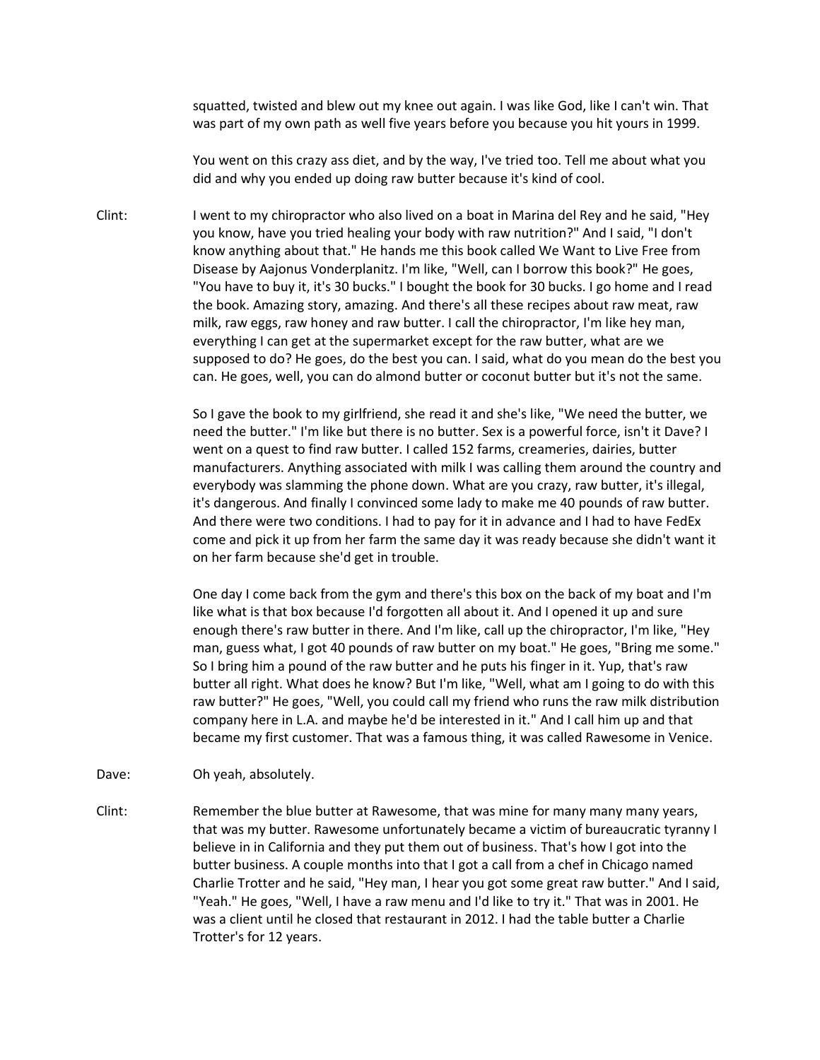squatted, twisted and blew out my knee out again. I was like God, like I can't win. That was part of my own path as well five years before you because you hit yours in 1999.

You went on this crazy ass diet, and by the way, I've tried too. Tell me about what you did and why you ended up doing raw butter because it's kind of cool.

Clint: I went to my chiropractor who also lived on a boat in Marina del Rey and he said, "Hey you know, have you tried healing your body with raw nutrition?" And I said, "I don't know anything about that." He hands me this book called We Want to Live Free from Disease by Aajonus Vonderplanitz. I'm like, "Well, can I borrow this book?" He goes, "You have to buy it, it's 30 bucks." I bought the book for 30 bucks. I go home and I read the book. Amazing story, amazing. And there's all these recipes about raw meat, raw milk, raw eggs, raw honey and raw butter. I call the chiropractor, I'm like hey man, everything I can get at the supermarket except for the raw butter, what are we supposed to do? He goes, do the best you can. I said, what do you mean do the best you can. He goes, well, you can do almond butter or coconut butter but it's not the same.

So I gave the book to my girlfriend, she read it and she's like, "We need the butter, we need the butter." I'm like but there is no butter. Sex is a powerful force, isn't it Dave? I went on a quest to find raw butter. I called 152 farms, creameries, dairies, butter manufacturers. Anything associated with milk I was calling them around the country and everybody was slamming the phone down. What are you crazy, raw butter, it's illegal, it's dangerous. And finally I convinced some lady to make me 40 pounds of raw butter. And there were two conditions. I had to pay for it in advance and I had to have FedEx come and pick it up from her farm the same day it was ready because she didn't want it on her farm because she'd get in trouble.

One day I come back from the gym and there's this box on the back of my boat and I'm like what is that box because I'd forgotten all about it. And I opened it up and sure enough there's raw butter in there. And I'm like, call up the chiropractor, I'm like, "Hey man, guess what, I got 40 pounds of raw butter on my boat." He goes, "Bring me some." So I bring him a pound of the raw butter and he puts his finger in it. Yup, that's raw butter all right. What does he know? But I'm like, "Well, what am I going to do with this raw butter?" He goes, "Well, you could call my friend who runs the raw milk distribution company here in L.A. and maybe he'd be interested in it." And I call him up and that became my first customer. That was a famous thing, it was called Rawesome in Venice.

Dave: Oh yeah, absolutely.

Clint: Remember the blue butter at Rawesome, that was mine for many many many years, that was my butter. Rawesome unfortunately became a victim of bureaucratic tyranny I believe in in California and they put them out of business. That's how I got into the butter business. A couple months into that I got a call from a chef in Chicago named Charlie Trotter and he said, "Hey man, I hear you got some great raw butter." And I said, "Yeah." He goes, "Well, I have a raw menu and I'd like to try it." That was in 2001. He was a client until he closed that restaurant in 2012. I had the table butter a Charlie Trotter's for 12 years.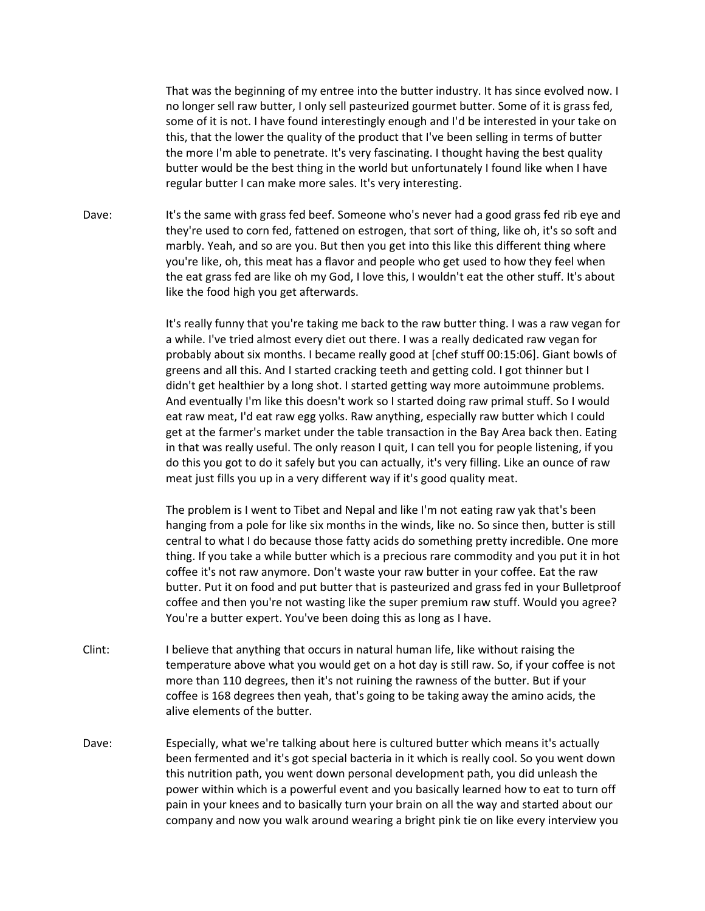That was the beginning of my entree into the butter industry. It has since evolved now. I no longer sell raw butter, I only sell pasteurized gourmet butter. Some of it is grass fed, some of it is not. I have found interestingly enough and I'd be interested in your take on this, that the lower the quality of the product that I've been selling in terms of butter the more I'm able to penetrate. It's very fascinating. I thought having the best quality butter would be the best thing in the world but unfortunately I found like when I have regular butter I can make more sales. It's very interesting.

Dave: It's the same with grass fed beef. Someone who's never had a good grass fed rib eye and they're used to corn fed, fattened on estrogen, that sort of thing, like oh, it's so soft and marbly. Yeah, and so are you. But then you get into this like this different thing where you're like, oh, this meat has a flavor and people who get used to how they feel when the eat grass fed are like oh my God, I love this, I wouldn't eat the other stuff. It's about like the food high you get afterwards.

It's really funny that you're taking me back to the raw butter thing. I was a raw vegan for a while. I've tried almost every diet out there. I was a really dedicated raw vegan for probably about six months. I became really good at [chef stuff 00:15:06]. Giant bowls of greens and all this. And I started cracking teeth and getting cold. I got thinner but I didn't get healthier by a long shot. I started getting way more autoimmune problems. And eventually I'm like this doesn't work so I started doing raw primal stuff. So I would eat raw meat, I'd eat raw egg yolks. Raw anything, especially raw butter which I could get at the farmer's market under the table transaction in the Bay Area back then. Eating in that was really useful. The only reason I quit, I can tell you for people listening, if you do this you got to do it safely but you can actually, it's very filling. Like an ounce of raw meat just fills you up in a very different way if it's good quality meat.

The problem is I went to Tibet and Nepal and like I'm not eating raw yak that's been hanging from a pole for like six months in the winds, like no. So since then, butter is still central to what I do because those fatty acids do something pretty incredible. One more thing. If you take a while butter which is a precious rare commodity and you put it in hot coffee it's not raw anymore. Don't waste your raw butter in your coffee. Eat the raw butter. Put it on food and put butter that is pasteurized and grass fed in your Bulletproof coffee and then you're not wasting like the super premium raw stuff. Would you agree? You're a butter expert. You've been doing this as long as I have.

Clint: I believe that anything that occurs in natural human life, like without raising the temperature above what you would get on a hot day is still raw. So, if your coffee is not more than 110 degrees, then it's not ruining the rawness of the butter. But if your coffee is 168 degrees then yeah, that's going to be taking away the amino acids, the alive elements of the butter.

Dave: Especially, what we're talking about here is cultured butter which means it's actually been fermented and it's got special bacteria in it which is really cool. So you went down this nutrition path, you went down personal development path, you did unleash the power within which is a powerful event and you basically learned how to eat to turn off pain in your knees and to basically turn your brain on all the way and started about our company and now you walk around wearing a bright pink tie on like every interview you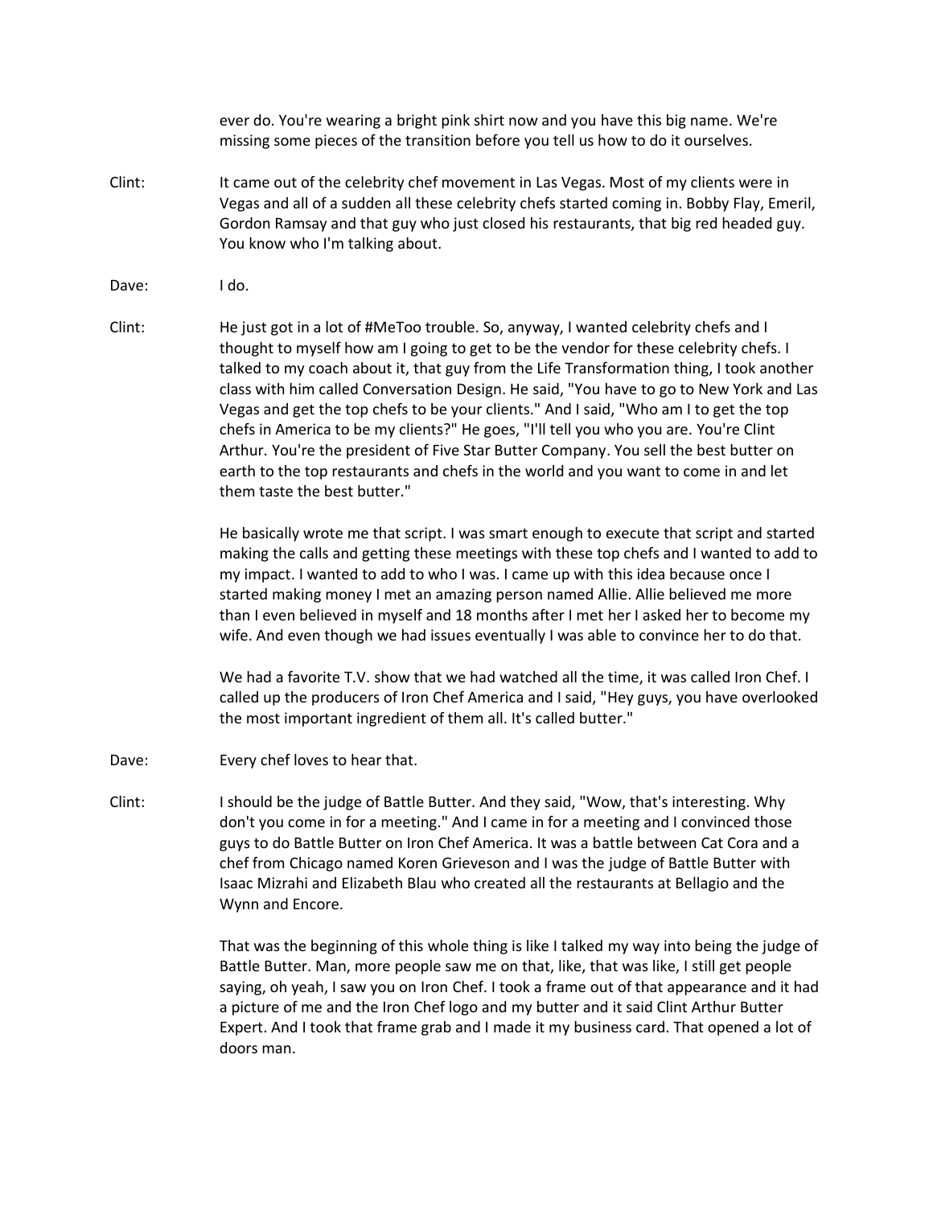ever do. You're wearing a bright pink shirt now and you have this big name. We're missing some pieces of the transition before you tell us how to do it ourselves.

Clint: It came out of the celebrity chef movement in Las Vegas. Most of my clients were in Vegas and all of a sudden all these celebrity chefs started coming in. Bobby Flay, Emeril, Gordon Ramsay and that guy who just closed his restaurants, that big red headed guy. You know who I'm talking about.

Dave: I do.

Clint: He just got in a lot of #MeToo trouble. So, anyway, I wanted celebrity chefs and I thought to myself how am I going to get to be the vendor for these celebrity chefs. I talked to my coach about it, that guy from the Life Transformation thing, I took another class with him called Conversation Design. He said, "You have to go to New York and Las Vegas and get the top chefs to be your clients." And I said, "Who am I to get the top chefs in America to be my clients?" He goes, "I'll tell you who you are. You're Clint Arthur. You're the president of Five Star Butter Company. You sell the best butter on earth to the top restaurants and chefs in the world and you want to come in and let them taste the best butter."

He basically wrote me that script. I was smart enough to execute that script and started making the calls and getting these meetings with these top chefs and I wanted to add to my impact. I wanted to add to who I was. I came up with this idea because once I started making money I met an amazing person named Allie. Allie believed me more than I even believed in myself and 18 months after I met her I asked her to become my wife. And even though we had issues eventually I was able to convince her to do that.

We had a favorite T.V. show that we had watched all the time, it was called Iron Chef. I called up the producers of Iron Chef America and I said, "Hey guys, you have overlooked the most important ingredient of them all. It's called butter."

Dave: Every chef loves to hear that.

Clint: I should be the judge of Battle Butter. And they said, "Wow, that's interesting. Why don't you come in for a meeting." And I came in for a meeting and I convinced those guys to do Battle Butter on Iron Chef America. It was a battle between Cat Cora and a chef from Chicago named Koren Grieveson and I was the judge of Battle Butter with Isaac Mizrahi and Elizabeth Blau who created all the restaurants at Bellagio and the Wynn and Encore.

That was the beginning of this whole thing is like I talked my way into being the judge of Battle Butter. Man, more people saw me on that, like, that was like, I still get people saying, oh yeah, I saw you on Iron Chef. I took a frame out of that appearance and it had a picture of me and the Iron Chef logo and my butter and it said Clint Arthur Butter Expert. And I took that frame grab and I made it my business card. That opened a lot of doors man.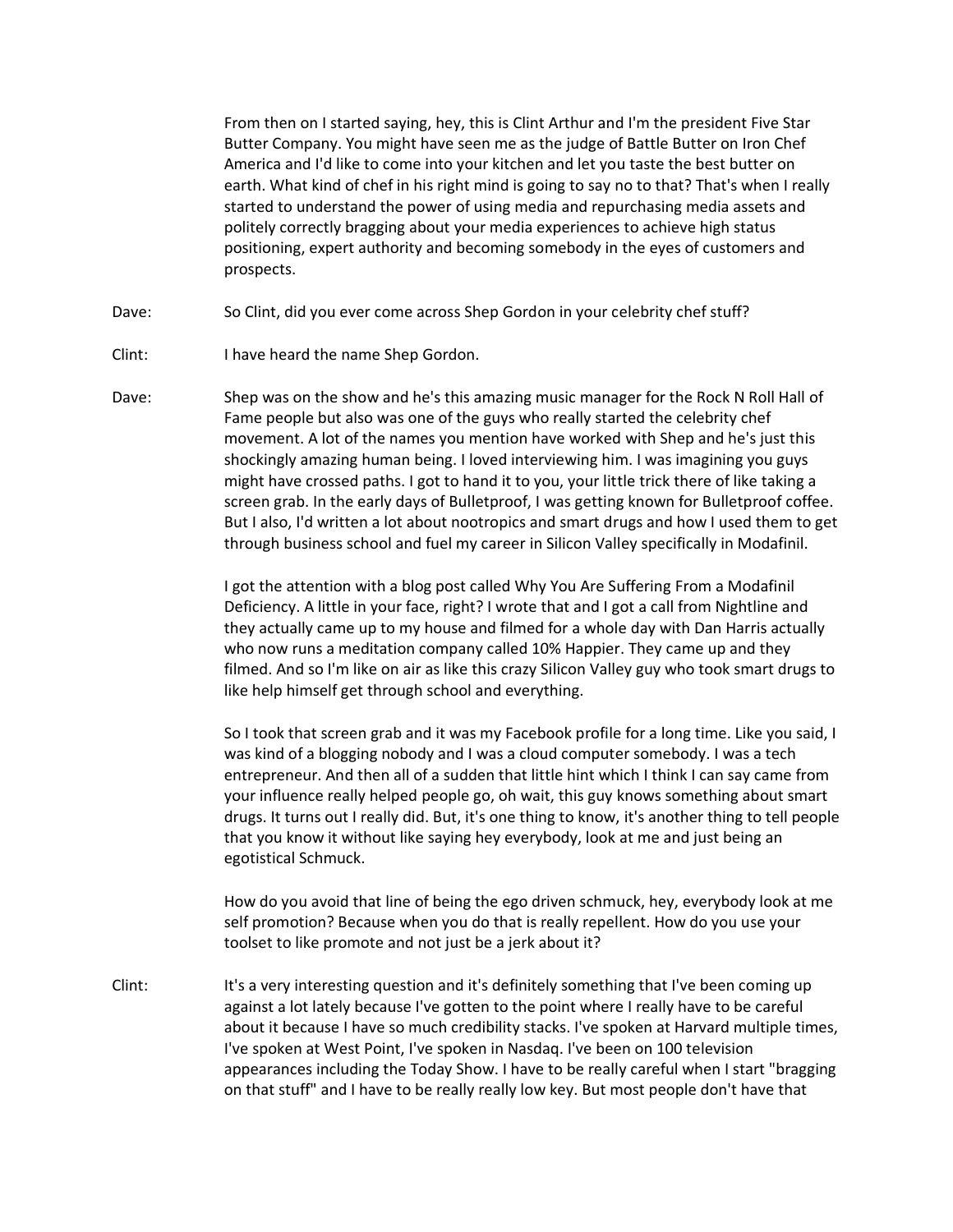From then on I started saying, hey, this is Clint Arthur and I'm the president Five Star Butter Company. You might have seen me as the judge of Battle Butter on Iron Chef America and I'd like to come into your kitchen and let you taste the best butter on earth. What kind of chef in his right mind is going to say no to that? That's when I really started to understand the power of using media and repurchasing media assets and politely correctly bragging about your media experiences to achieve high status positioning, expert authority and becoming somebody in the eyes of customers and prospects.

Dave: So Clint, did you ever come across Shep Gordon in your celebrity chef stuff?

Clint: I have heard the name Shep Gordon.

Dave: Shep was on the show and he's this amazing music manager for the Rock N Roll Hall of Fame people but also was one of the guys who really started the celebrity chef movement. A lot of the names you mention have worked with Shep and he's just this shockingly amazing human being. I loved interviewing him. I was imagining you guys might have crossed paths. I got to hand it to you, your little trick there of like taking a screen grab. In the early days of Bulletproof, I was getting known for Bulletproof coffee. But I also, I'd written a lot about nootropics and smart drugs and how I used them to get through business school and fuel my career in Silicon Valley specifically in Modafinil.

I got the attention with a blog post called Why You Are Suffering From a Modafinil Deficiency. A little in your face, right? I wrote that and I got a call from Nightline and they actually came up to my house and filmed for a whole day with Dan Harris actually who now runs a meditation company called 10% Happier. They came up and they filmed. And so I'm like on air as like this crazy Silicon Valley guy who took smart drugs to like help himself get through school and everything.

So I took that screen grab and it was my Facebook profile for a long time. Like you said, I was kind of a blogging nobody and I was a cloud computer somebody. I was a tech entrepreneur. And then all of a sudden that little hint which I think I can say came from your influence really helped people go, oh wait, this guy knows something about smart drugs. It turns out I really did. But, it's one thing to know, it's another thing to tell people that you know it without like saying hey everybody, look at me and just being an egotistical Schmuck.

How do you avoid that line of being the ego driven schmuck, hey, everybody look at me self promotion? Because when you do that is really repellent. How do you use your toolset to like promote and not just be a jerk about it?

Clint: It's a very interesting question and it's definitely something that I've been coming up against a lot lately because I've gotten to the point where I really have to be careful about it because I have so much credibility stacks. I've spoken at Harvard multiple times, I've spoken at West Point, I've spoken in Nasdaq. I've been on 100 television appearances including the Today Show. I have to be really careful when I start "bragging on that stuff" and I have to be really really low key. But most people don't have that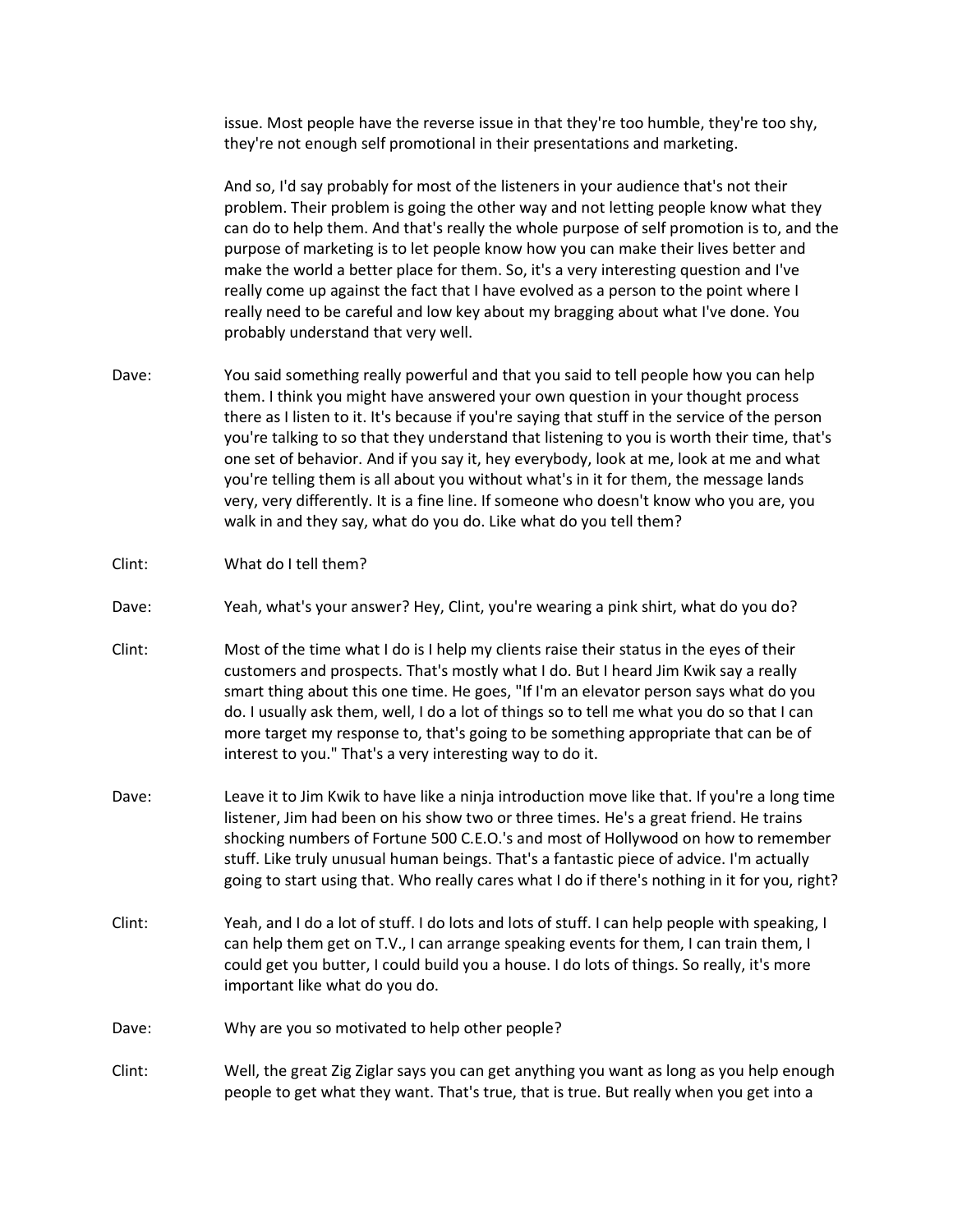issue. Most people have the reverse issue in that they're too humble, they're too shy, they're not enough self promotional in their presentations and marketing.

And so, I'd say probably for most of the listeners in your audience that's not their problem. Their problem is going the other way and not letting people know what they can do to help them. And that's really the whole purpose of self promotion is to, and the purpose of marketing is to let people know how you can make their lives better and make the world a better place for them. So, it's a very interesting question and I've really come up against the fact that I have evolved as a person to the point where I really need to be careful and low key about my bragging about what I've done. You probably understand that very well.

Dave: You said something really powerful and that you said to tell people how you can help them. I think you might have answered your own question in your thought process there as I listen to it. It's because if you're saying that stuff in the service of the person you're talking to so that they understand that listening to you is worth their time, that's one set of behavior. And if you say it, hey everybody, look at me, look at me and what you're telling them is all about you without what's in it for them, the message lands very, very differently. It is a fine line. If someone who doesn't know who you are, you walk in and they say, what do you do. Like what do you tell them?

Clint: What do I tell them?

Dave: Yeah, what's your answer? Hey, Clint, you're wearing a pink shirt, what do you do?

Clint: Most of the time what I do is I help my clients raise their status in the eyes of their customers and prospects. That's mostly what I do. But I heard Jim Kwik say a really smart thing about this one time. He goes, "If I'm an elevator person says what do you do. I usually ask them, well, I do a lot of things so to tell me what you do so that I can more target my response to, that's going to be something appropriate that can be of interest to you." That's a very interesting way to do it.

Dave: Leave it to Jim Kwik to have like a ninja introduction move like that. If you're a long time listener, Jim had been on his show two or three times. He's a great friend. He trains shocking numbers of Fortune 500 C.E.O.'s and most of Hollywood on how to remember stuff. Like truly unusual human beings. That's a fantastic piece of advice. I'm actually going to start using that. Who really cares what I do if there's nothing in it for you, right?

Clint: Yeah, and I do a lot of stuff. I do lots and lots of stuff. I can help people with speaking, I can help them get on T.V., I can arrange speaking events for them, I can train them, I could get you butter, I could build you a house. I do lots of things. So really, it's more important like what do you do.

Dave: Why are you so motivated to help other people?

Clint: Well, the great Zig Ziglar says you can get anything you want as long as you help enough people to get what they want. That's true, that is true. But really when you get into a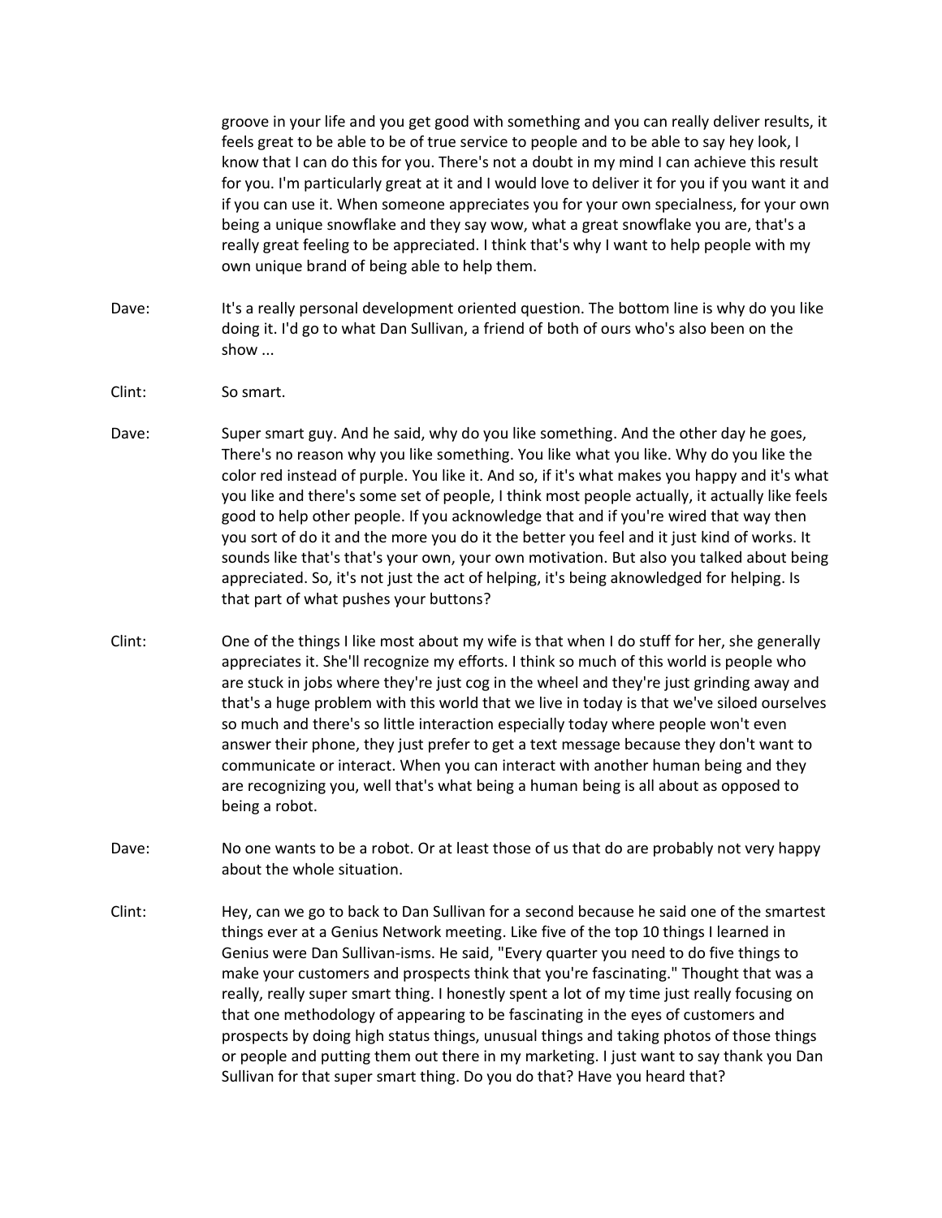groove in your life and you get good with something and you can really deliver results, it feels great to be able to be of true service to people and to be able to say hey look, I know that I can do this for you. There's not a doubt in my mind I can achieve this result for you. I'm particularly great at it and I would love to deliver it for you if you want it and if you can use it. When someone appreciates you for your own specialness, for your own being a unique snowflake and they say wow, what a great snowflake you are, that's a really great feeling to be appreciated. I think that's why I want to help people with my own unique brand of being able to help them.

Dave: It's a really personal development oriented question. The bottom line is why do you like doing it. I'd go to what Dan Sullivan, a friend of both of ours who's also been on the show ...

Clint: So smart.

Dave: Super smart guy. And he said, why do you like something. And the other day he goes, There's no reason why you like something. You like what you like. Why do you like the color red instead of purple. You like it. And so, if it's what makes you happy and it's what you like and there's some set of people, I think most people actually, it actually like feels good to help other people. If you acknowledge that and if you're wired that way then you sort of do it and the more you do it the better you feel and it just kind of works. It sounds like that's that's your own, your own motivation. But also you talked about being appreciated. So, it's not just the act of helping, it's being aknowledged for helping. Is that part of what pushes your buttons?

Clint: One of the things I like most about my wife is that when I do stuff for her, she generally appreciates it. She'll recognize my efforts. I think so much of this world is people who are stuck in jobs where they're just cog in the wheel and they're just grinding away and that's a huge problem with this world that we live in today is that we've siloed ourselves so much and there's so little interaction especially today where people won't even answer their phone, they just prefer to get a text message because they don't want to communicate or interact. When you can interact with another human being and they are recognizing you, well that's what being a human being is all about as opposed to being a robot.

Dave: No one wants to be a robot. Or at least those of us that do are probably not very happy about the whole situation.

Clint: Hey, can we go to back to Dan Sullivan for a second because he said one of the smartest things ever at a Genius Network meeting. Like five of the top 10 things I learned in Genius were Dan Sullivan-isms. He said, "Every quarter you need to do five things to make your customers and prospects think that you're fascinating." Thought that was a really, really super smart thing. I honestly spent a lot of my time just really focusing on that one methodology of appearing to be fascinating in the eyes of customers and prospects by doing high status things, unusual things and taking photos of those things or people and putting them out there in my marketing. I just want to say thank you Dan Sullivan for that super smart thing. Do you do that? Have you heard that?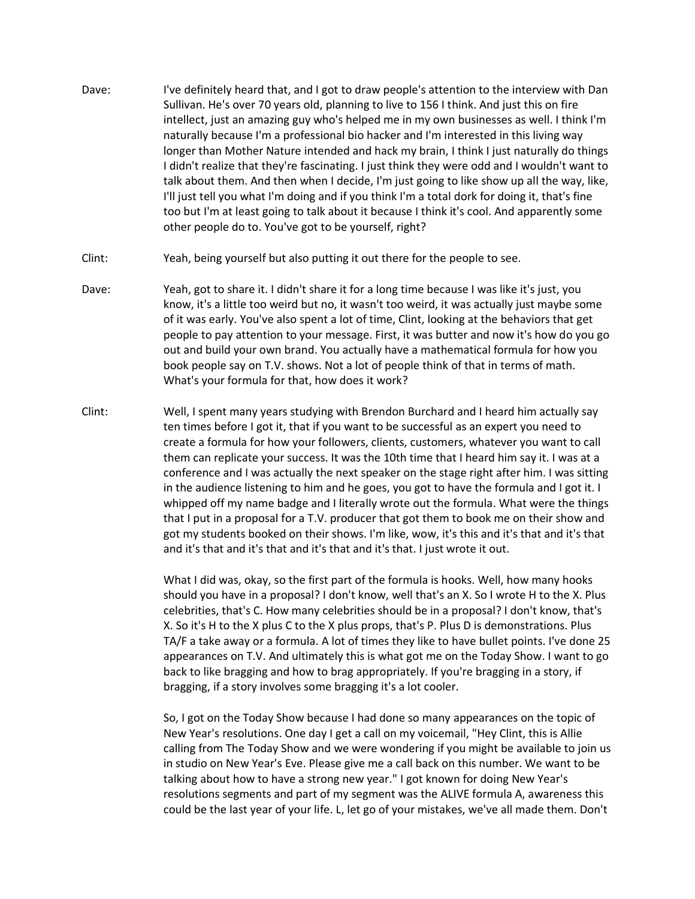Dave: I've definitely heard that, and I got to draw people's attention to the interview with Dan Sullivan. He's over 70 years old, planning to live to 156 I think. And just this on fire intellect, just an amazing guy who's helped me in my own businesses as well. I think I'm naturally because I'm a professional bio hacker and I'm interested in this living way longer than Mother Nature intended and hack my brain, I think I just naturally do things I didn't realize that they're fascinating. I just think they were odd and I wouldn't want to talk about them. And then when I decide, I'm just going to like show up all the way, like, I'll just tell you what I'm doing and if you think I'm a total dork for doing it, that's fine too but I'm at least going to talk about it because I think it's cool. And apparently some other people do to. You've got to be yourself, right?

Clint: Yeah, being yourself but also putting it out there for the people to see.

Dave: Yeah, got to share it. I didn't share it for a long time because I was like it's just, you know, it's a little too weird but no, it wasn't too weird, it was actually just maybe some of it was early. You've also spent a lot of time, Clint, looking at the behaviors that get people to pay attention to your message. First, it was butter and now it's how do you go out and build your own brand. You actually have a mathematical formula for how you book people say on T.V. shows. Not a lot of people think of that in terms of math. What's your formula for that, how does it work?

Clint: Well, I spent many years studying with Brendon Burchard and I heard him actually say ten times before I got it, that if you want to be successful as an expert you need to create a formula for how your followers, clients, customers, whatever you want to call them can replicate your success. It was the 10th time that I heard him say it. I was at a conference and I was actually the next speaker on the stage right after him. I was sitting in the audience listening to him and he goes, you got to have the formula and I got it. I whipped off my name badge and I literally wrote out the formula. What were the things that I put in a proposal for a T.V. producer that got them to book me on their show and got my students booked on their shows. I'm like, wow, it's this and it's that and it's that and it's that and it's that and it's that and it's that. I just wrote it out.

What I did was, okay, so the first part of the formula is hooks. Well, how many hooks should you have in a proposal? I don't know, well that's an X. So I wrote H to the X. Plus celebrities, that's C. How many celebrities should be in a proposal? I don't know, that's X. So it's H to the X plus C to the X plus props, that's P. Plus D is demonstrations. Plus TA/F a take away or a formula. A lot of times they like to have bullet points. I've done 25 appearances on T.V. And ultimately this is what got me on the Today Show. I want to go back to like bragging and how to brag appropriately. If you're bragging in a story, if bragging, if a story involves some bragging it's a lot cooler.

So, I got on the Today Show because I had done so many appearances on the topic of New Year's resolutions. One day I get a call on my voicemail, "Hey Clint, this is Allie calling from The Today Show and we were wondering if you might be available to join us in studio on New Year's Eve. Please give me a call back on this number. We want to be talking about how to have a strong new year." I got known for doing New Year's resolutions segments and part of my segment was the ALIVE formula A, awareness this could be the last year of your life. L, let go of your mistakes, we've all made them. Don't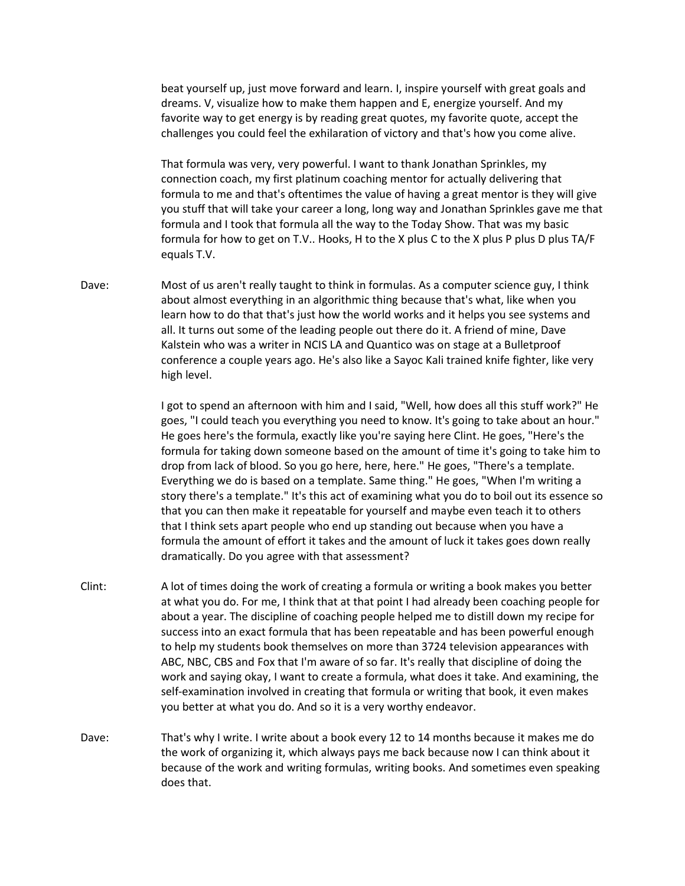beat yourself up, just move forward and learn. I, inspire yourself with great goals and dreams. V, visualize how to make them happen and E, energize yourself. And my favorite way to get energy is by reading great quotes, my favorite quote, accept the challenges you could feel the exhilaration of victory and that's how you come alive.

That formula was very, very powerful. I want to thank Jonathan Sprinkles, my connection coach, my first platinum coaching mentor for actually delivering that formula to me and that's oftentimes the value of having a great mentor is they will give you stuff that will take your career a long, long way and Jonathan Sprinkles gave me that formula and I took that formula all the way to the Today Show. That was my basic formula for how to get on T.V.. Hooks, H to the X plus C to the X plus P plus D plus TA/F equals T.V.

Dave: Most of us aren't really taught to think in formulas. As a computer science guy, I think about almost everything in an algorithmic thing because that's what, like when you learn how to do that that's just how the world works and it helps you see systems and all. It turns out some of the leading people out there do it. A friend of mine, Dave Kalstein who was a writer in NCIS LA and Quantico was on stage at a Bulletproof conference a couple years ago. He's also like a Sayoc Kali trained knife fighter, like very high level.

I got to spend an afternoon with him and I said, "Well, how does all this stuff work?" He goes, "I could teach you everything you need to know. It's going to take about an hour." He goes here's the formula, exactly like you're saying here Clint. He goes, "Here's the formula for taking down someone based on the amount of time it's going to take him to drop from lack of blood. So you go here, here, here." He goes, "There's a template. Everything we do is based on a template. Same thing." He goes, "When I'm writing a story there's a template." It's this act of examining what you do to boil out its essence so that you can then make it repeatable for yourself and maybe even teach it to others that I think sets apart people who end up standing out because when you have a formula the amount of effort it takes and the amount of luck it takes goes down really dramatically. Do you agree with that assessment?

Clint: A lot of times doing the work of creating a formula or writing a book makes you better at what you do. For me, I think that at that point I had already been coaching people for about a year. The discipline of coaching people helped me to distill down my recipe for success into an exact formula that has been repeatable and has been powerful enough to help my students book themselves on more than 3724 television appearances with ABC, NBC, CBS and Fox that I'm aware of so far. It's really that discipline of doing the work and saying okay, I want to create a formula, what does it take. And examining, the self-examination involved in creating that formula or writing that book, it even makes you better at what you do. And so it is a very worthy endeavor.

Dave: That's why I write. I write about a book every 12 to 14 months because it makes me do the work of organizing it, which always pays me back because now I can think about it because of the work and writing formulas, writing books. And sometimes even speaking does that.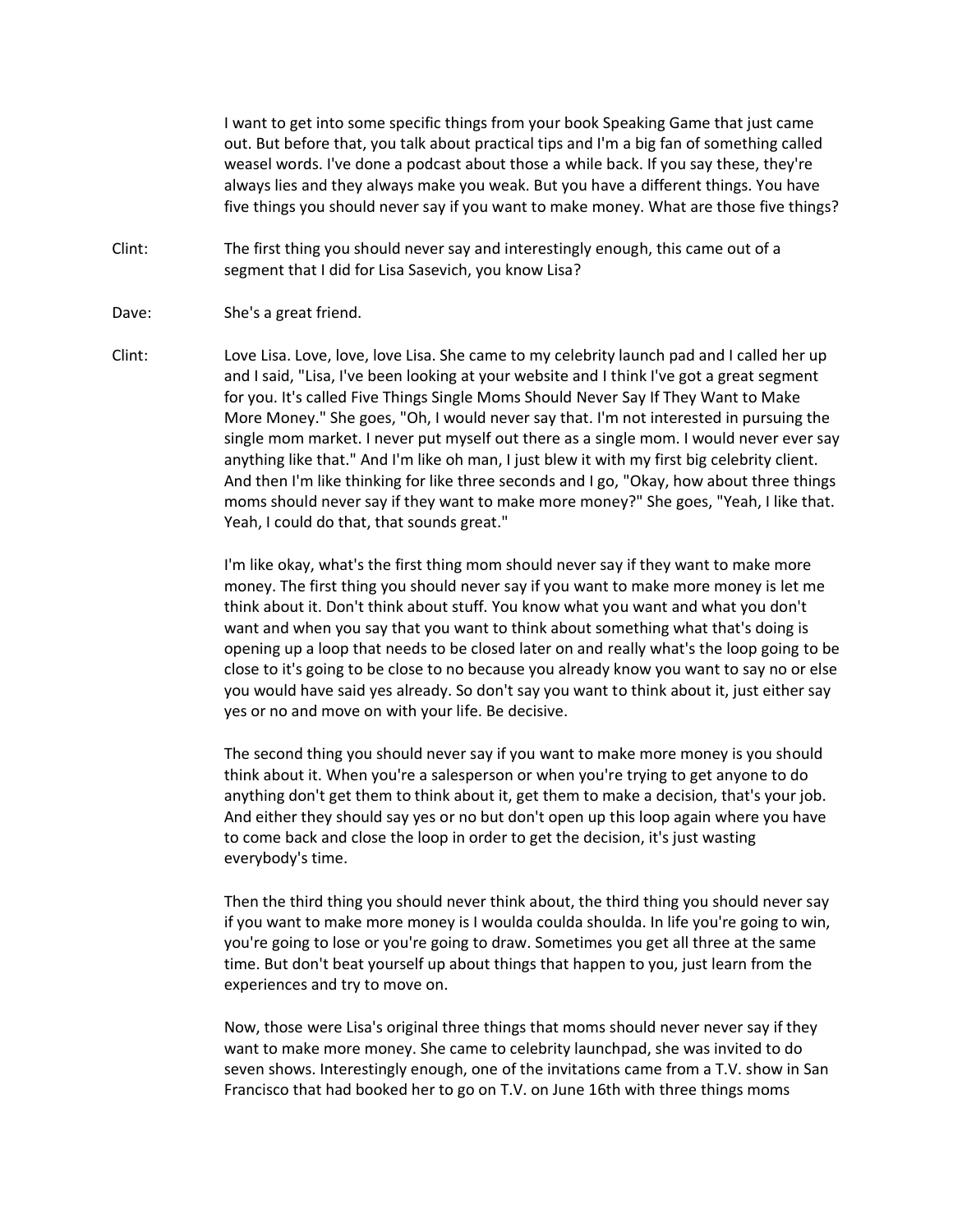I want to get into some specific things from your book Speaking Game that just came out. But before that, you talk about practical tips and I'm a big fan of something called weasel words. I've done a podcast about those a while back. If you say these, they're always lies and they always make you weak. But you have a different things. You have five things you should never say if you want to make money. What are those five things?

Clint: The first thing you should never say and interestingly enough, this came out of a segment that I did for Lisa Sasevich, you know Lisa?

Dave: She's a great friend.

Clint: Love Lisa. Love, love, love Lisa. She came to my celebrity launch pad and I called her up and I said, "Lisa, I've been looking at your website and I think I've got a great segment for you. It's called Five Things Single Moms Should Never Say If They Want to Make More Money." She goes, "Oh, I would never say that. I'm not interested in pursuing the single mom market. I never put myself out there as a single mom. I would never ever say anything like that." And I'm like oh man, I just blew it with my first big celebrity client. And then I'm like thinking for like three seconds and I go, "Okay, how about three things moms should never say if they want to make more money?" She goes, "Yeah, I like that. Yeah, I could do that, that sounds great."

I'm like okay, what's the first thing mom should never say if they want to make more money. The first thing you should never say if you want to make more money is let me think about it. Don't think about stuff. You know what you want and what you don't want and when you say that you want to think about something what that's doing is opening up a loop that needs to be closed later on and really what's the loop going to be close to it's going to be close to no because you already know you want to say no or else you would have said yes already. So don't say you want to think about it, just either say yes or no and move on with your life. Be decisive.

The second thing you should never say if you want to make more money is you should think about it. When you're a salesperson or when you're trying to get anyone to do anything don't get them to think about it, get them to make a decision, that's your job. And either they should say yes or no but don't open up this loop again where you have to come back and close the loop in order to get the decision, it's just wasting everybody's time.

Then the third thing you should never think about, the third thing you should never say if you want to make more money is I woulda coulda shoulda. In life you're going to win, you're going to lose or you're going to draw. Sometimes you get all three at the same time. But don't beat yourself up about things that happen to you, just learn from the experiences and try to move on.

Now, those were Lisa's original three things that moms should never never say if they want to make more money. She came to celebrity launchpad, she was invited to do seven shows. Interestingly enough, one of the invitations came from a T.V. show in San Francisco that had booked her to go on T.V. on June 16th with three things moms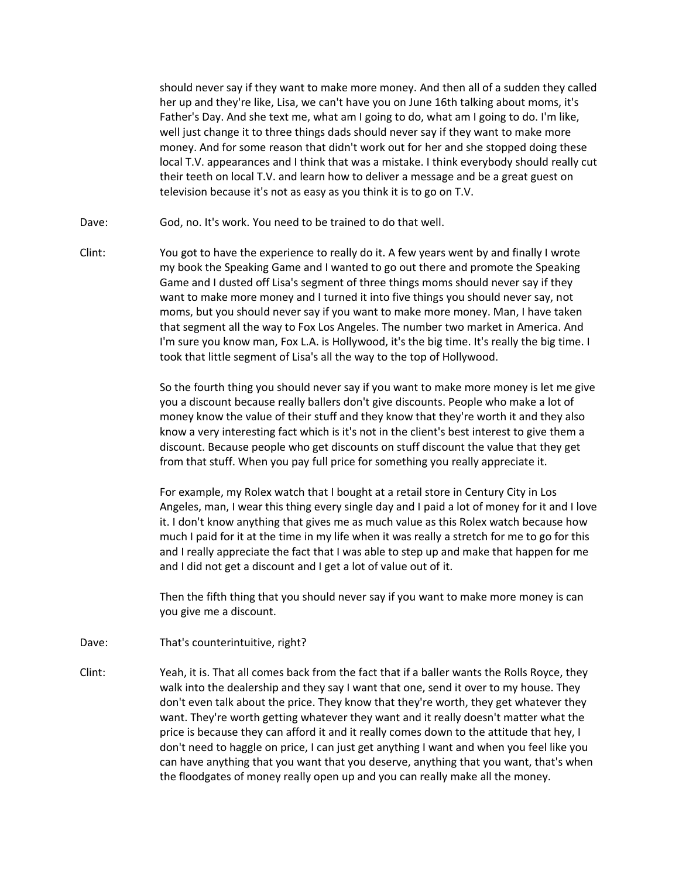should never say if they want to make more money. And then all of a sudden they called her up and they're like, Lisa, we can't have you on June 16th talking about moms, it's Father's Day. And she text me, what am I going to do, what am I going to do. I'm like, well just change it to three things dads should never say if they want to make more money. And for some reason that didn't work out for her and she stopped doing these local T.V. appearances and I think that was a mistake. I think everybody should really cut their teeth on local T.V. and learn how to deliver a message and be a great guest on television because it's not as easy as you think it is to go on T.V.

Dave: God, no. It's work. You need to be trained to do that well.

Clint: You got to have the experience to really do it. A few years went by and finally I wrote my book the Speaking Game and I wanted to go out there and promote the Speaking Game and I dusted off Lisa's segment of three things moms should never say if they want to make more money and I turned it into five things you should never say, not moms, but you should never say if you want to make more money. Man, I have taken that segment all the way to Fox Los Angeles. The number two market in America. And I'm sure you know man, Fox L.A. is Hollywood, it's the big time. It's really the big time. I took that little segment of Lisa's all the way to the top of Hollywood.

So the fourth thing you should never say if you want to make more money is let me give you a discount because really ballers don't give discounts. People who make a lot of money know the value of their stuff and they know that they're worth it and they also know a very interesting fact which is it's not in the client's best interest to give them a discount. Because people who get discounts on stuff discount the value that they get from that stuff. When you pay full price for something you really appreciate it.

For example, my Rolex watch that I bought at a retail store in Century City in Los Angeles, man, I wear this thing every single day and I paid a lot of money for it and I love it. I don't know anything that gives me as much value as this Rolex watch because how much I paid for it at the time in my life when it was really a stretch for me to go for this and I really appreciate the fact that I was able to step up and make that happen for me and I did not get a discount and I get a lot of value out of it.

Then the fifth thing that you should never say if you want to make more money is can you give me a discount.

Dave: That's counterintuitive, right?

Clint: Yeah, it is. That all comes back from the fact that if a baller wants the Rolls Royce, they walk into the dealership and they say I want that one, send it over to my house. They don't even talk about the price. They know that they're worth, they get whatever they want. They're worth getting whatever they want and it really doesn't matter what the price is because they can afford it and it really comes down to the attitude that hey, I don't need to haggle on price, I can just get anything I want and when you feel like you can have anything that you want that you deserve, anything that you want, that's when the floodgates of money really open up and you can really make all the money.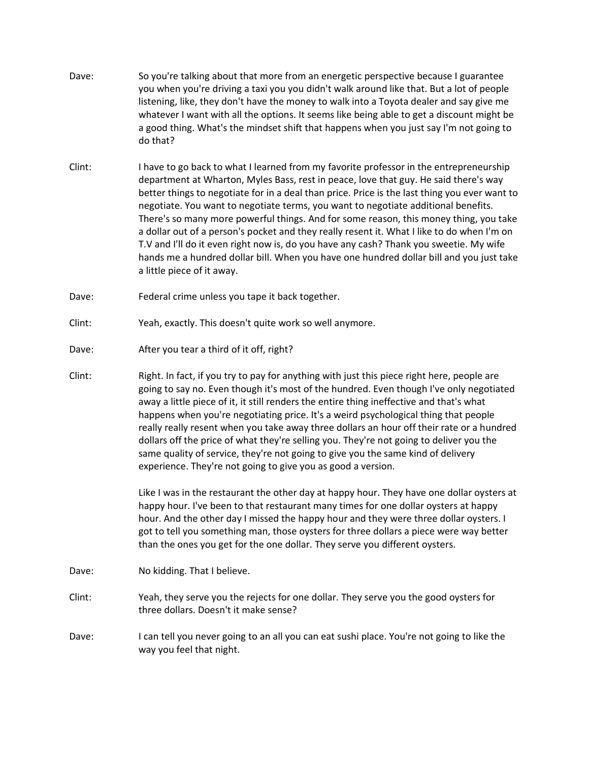**Dave:** So you're talking about that more from an energetic perspective because I guarantee you when you're driving a taxi you you didn't walk around like that. But a lot of people listening, like, they don't have the money to walk into a Toyota dealer and say give me whatever I want with all the options. It seems like being able to get a discount might be a good thing. What's the mindset shift that happens when you just say I'm not going to do that?

**Clint:** I have to go back to what I learned from my favorite professor in the entrepreneurship department at Wharton, Myles Bass, rest in peace, love that guy. He said there's way better things to negotiate for in a deal than price. Price is the last thing you ever want to negotiate. You want to negotiate terms, you want to negotiate additional benefits. There's so many more powerful things. And for some reason, this money thing, you take a dollar out of a person's pocket and they really resent it. What I like to do when I'm on T.V and I'll do it even right now is, do you have any cash? Thank you sweetie. My wife hands me a hundred dollar bill. When you have one hundred dollar bill and you just take a little piece of it away.

**Dave:** Federal crime unless you tape it back together.

**Clint:** Yeah, exactly. This doesn't quite work so well anymore.

**Dave:** After you tear a third of it off, right?

**Clint:** Right. In fact, if you try to pay for anything with just this piece right here, people are going to say no. Even though it's most of the hundred. Even though I've only negotiated away a little piece of it, it still renders the entire thing ineffective and that's what happens when you're negotiating price. It's a weird psychological thing that people really really resent when you take away three dollars an hour off their rate or a hundred dollars off the price of what they're selling you. They're not going to deliver you the same quality of service, they're not going to give you the same kind of delivery experience. They're not going to give you as good a version.

Like I was in the restaurant the other day at happy hour. They have one dollar oysters at happy hour. I've been to that restaurant many times for one dollar oysters at happy hour. And the other day I missed the happy hour and they were three dollar oysters. I got to tell you something man, those oysters for three dollars a piece were way better than the ones you get for the one dollar. They serve you different oysters.

**Dave:** No kidding. That I believe.

**Clint:** Yeah, they serve you the rejects for one dollar. They serve you the good oysters for three dollars. Doesn't it make sense?

**Dave:** I can tell you never going to an all you can eat sushi place. You're not going to like the way you feel that night.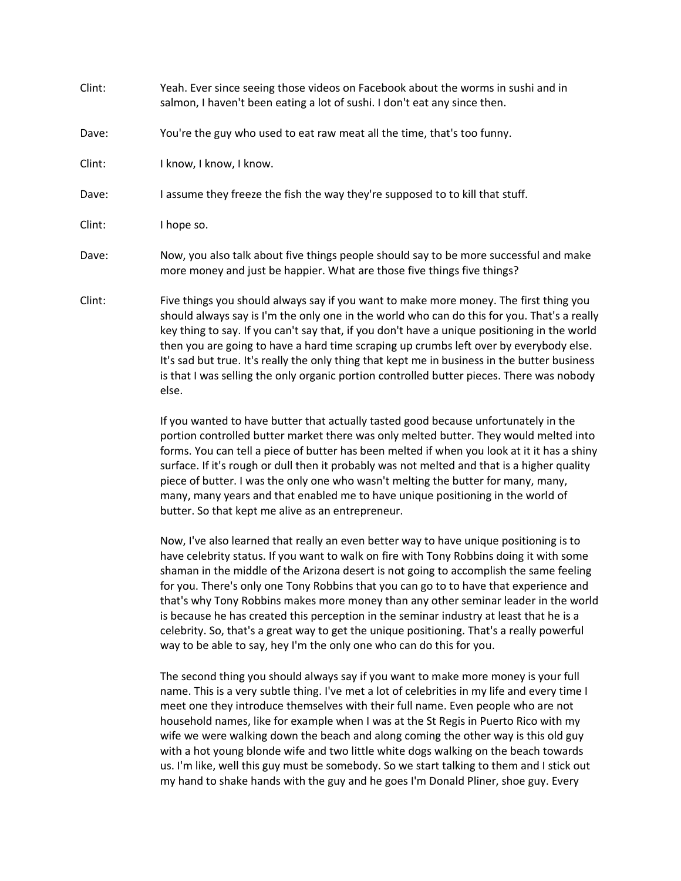Clint: Yeah. Ever since seeing those videos on Facebook about the worms in sushi and in salmon, I haven't been eating a lot of sushi. I don't eat any since then.

Dave: You're the guy who used to eat raw meat all the time, that's too funny.

Clint: I know, I know, I know.

Dave: I assume they freeze the fish the way they're supposed to to kill that stuff.

Clint: I hope so.

Dave: Now, you also talk about five things people should say to be more successful and make more money and just be happier. What are those five things five things?

Clint: Five things you should always say if you want to make more money. The first thing you should always say is I'm the only one in the world who can do this for you. That's a really key thing to say. If you can't say that, if you don't have a unique positioning in the world then you are going to have a hard time scraping up crumbs left over by everybody else. It's sad but true. It's really the only thing that kept me in business in the butter business is that I was selling the only organic portion controlled butter pieces. There was nobody else.

If you wanted to have butter that actually tasted good because unfortunately in the portion controlled butter market there was only melted butter. They would melted into forms. You can tell a piece of butter has been melted if when you look at it it has a shiny surface. If it's rough or dull then it probably was not melted and that is a higher quality piece of butter. I was the only one who wasn't melting the butter for many, many, many, many years and that enabled me to have unique positioning in the world of butter. So that kept me alive as an entrepreneur.

Now, I've also learned that really an even better way to have unique positioning is to have celebrity status. If you want to walk on fire with Tony Robbins doing it with some shaman in the middle of the Arizona desert is not going to accomplish the same feeling for you. There's only one Tony Robbins that you can go to to have that experience and that's why Tony Robbins makes more money than any other seminar leader in the world is because he has created this perception in the seminar industry at least that he is a celebrity. So, that's a great way to get the unique positioning. That's a really powerful way to be able to say, hey I'm the only one who can do this for you.

The second thing you should always say if you want to make more money is your full name. This is a very subtle thing. I've met a lot of celebrities in my life and every time I meet one they introduce themselves with their full name. Even people who are not household names, like for example when I was at the St Regis in Puerto Rico with my wife we were walking down the beach and along coming the other way is this old guy with a hot young blonde wife and two little white dogs walking on the beach towards us. I'm like, well this guy must be somebody. So we start talking to them and I stick out my hand to shake hands with the guy and he goes I'm Donald Pliner, shoe guy. Every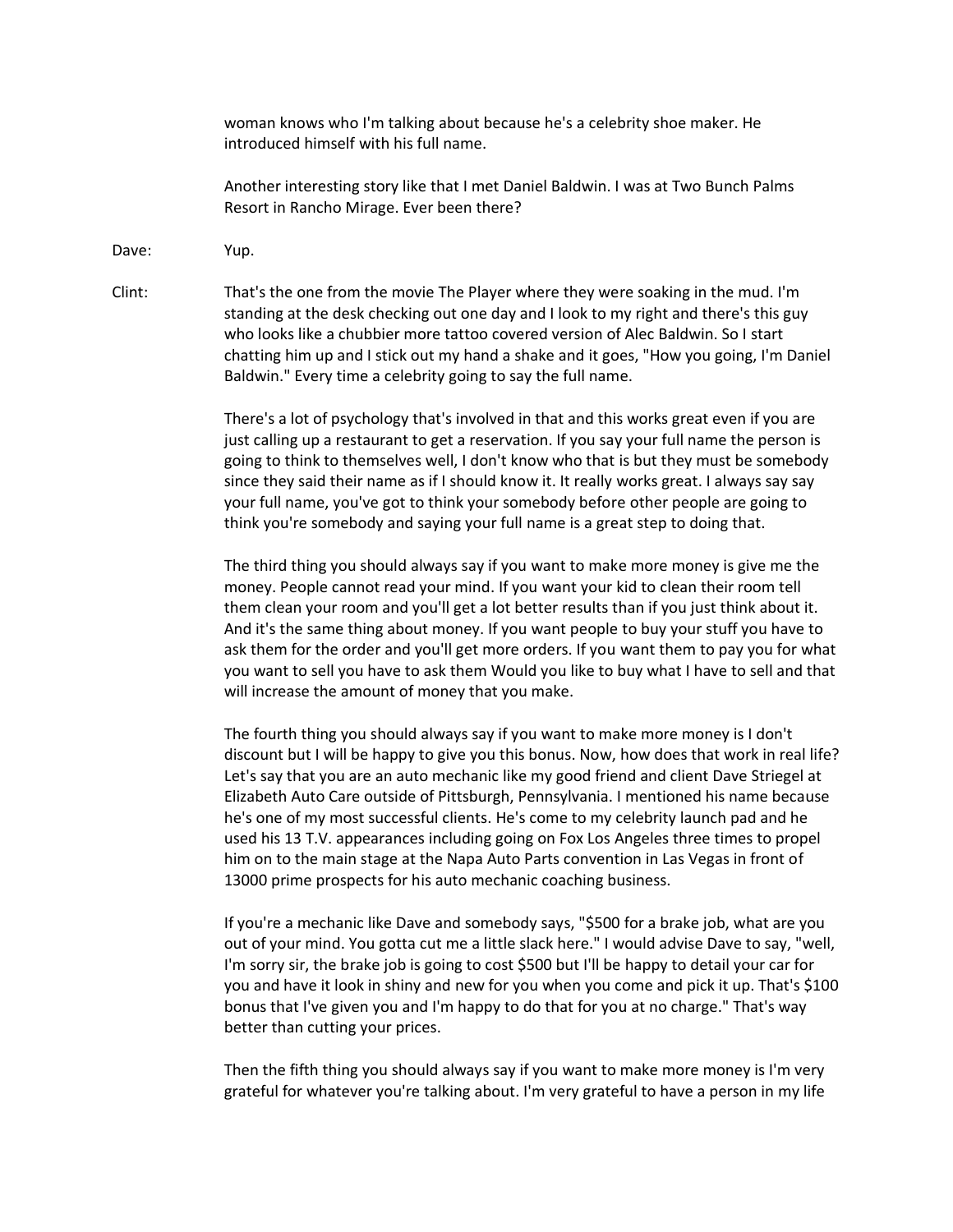woman knows who I'm talking about because he's a celebrity shoe maker. He introduced himself with his full name.

Another interesting story like that I met Daniel Baldwin. I was at Two Bunch Palms Resort in Rancho Mirage. Ever been there?

Dave: Yup.

Clint: That's the one from the movie The Player where they were soaking in the mud. I'm standing at the desk checking out one day and I look to my right and there's this guy who looks like a chubbier more tattoo covered version of Alec Baldwin. So I start chatting him up and I stick out my hand a shake and it goes, "How you going, I'm Daniel Baldwin." Every time a celebrity going to say the full name.

There's a lot of psychology that's involved in that and this works great even if you are just calling up a restaurant to get a reservation. If you say your full name the person is going to think to themselves well, I don't know who that is but they must be somebody since they said their name as if I should know it. It really works great. I always say say your full name, you've got to think your somebody before other people are going to think you're somebody and saying your full name is a great step to doing that.

The third thing you should always say if you want to make more money is give me the money. People cannot read your mind. If you want your kid to clean their room tell them clean your room and you'll get a lot better results than if you just think about it. And it's the same thing about money. If you want people to buy your stuff you have to ask them for the order and you'll get more orders. If you want them to pay you for what you want to sell you have to ask them Would you like to buy what I have to sell and that will increase the amount of money that you make.

The fourth thing you should always say if you want to make more money is I don't discount but I will be happy to give you this bonus. Now, how does that work in real life? Let's say that you are an auto mechanic like my good friend and client Dave Striegel at Elizabeth Auto Care outside of Pittsburgh, Pennsylvania. I mentioned his name because he's one of my most successful clients. He's come to my celebrity launch pad and he used his 13 T.V. appearances including going on Fox Los Angeles three times to propel him on to the main stage at the Napa Auto Parts convention in Las Vegas in front of 13000 prime prospects for his auto mechanic coaching business.

If you're a mechanic like Dave and somebody says, "$500 for a brake job, what are you out of your mind. You gotta cut me a little slack here." I would advise Dave to say, "well, I'm sorry sir, the brake job is going to cost $500 but I'll be happy to detail your car for you and have it look in shiny and new for you when you come and pick it up. That's $100 bonus that I've given you and I'm happy to do that for you at no charge." That's way better than cutting your prices.

Then the fifth thing you should always say if you want to make more money is I'm very grateful for whatever you're talking about. I'm very grateful to have a person in my life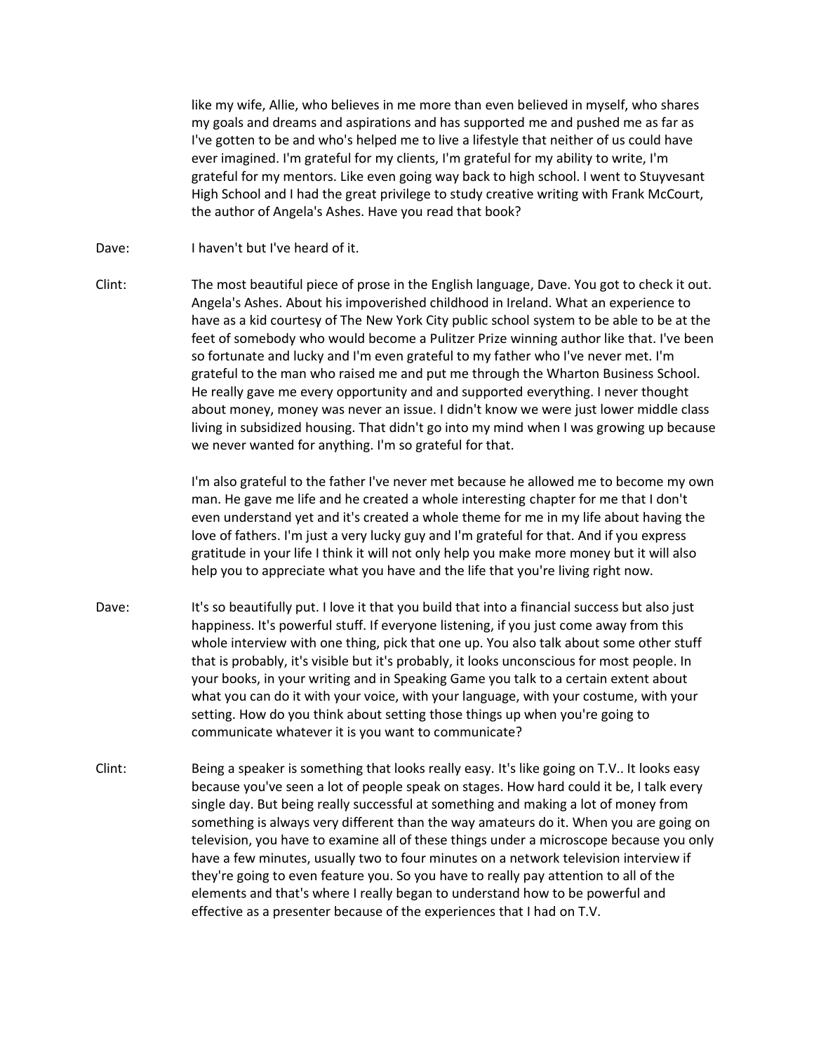like my wife, Allie, who believes in me more than even believed in myself, who shares my goals and dreams and aspirations and has supported me and pushed me as far as I've gotten to be and who's helped me to live a lifestyle that neither of us could have ever imagined. I'm grateful for my clients, I'm grateful for my ability to write, I'm grateful for my mentors. Like even going way back to high school. I went to Stuyvesant High School and I had the great privilege to study creative writing with Frank McCourt, the author of Angela's Ashes. Have you read that book?

Dave: I haven't but I've heard of it.

Clint: The most beautiful piece of prose in the English language, Dave. You got to check it out. Angela's Ashes. About his impoverished childhood in Ireland. What an experience to have as a kid courtesy of The New York City public school system to be able to be at the feet of somebody who would become a Pulitzer Prize winning author like that. I've been so fortunate and lucky and I'm even grateful to my father who I've never met. I'm grateful to the man who raised me and put me through the Wharton Business School. He really gave me every opportunity and and supported everything. I never thought about money, money was never an issue. I didn't know we were just lower middle class living in subsidized housing. That didn't go into my mind when I was growing up because we never wanted for anything. I'm so grateful for that.

I'm also grateful to the father I've never met because he allowed me to become my own man. He gave me life and he created a whole interesting chapter for me that I don't even understand yet and it's created a whole theme for me in my life about having the love of fathers. I'm just a very lucky guy and I'm grateful for that. And if you express gratitude in your life I think it will not only help you make more money but it will also help you to appreciate what you have and the life that you're living right now.

Dave: It's so beautifully put. I love it that you build that into a financial success but also just happiness. It's powerful stuff. If everyone listening, if you just come away from this whole interview with one thing, pick that one up. You also talk about some other stuff that is probably, it's visible but it's probably, it looks unconscious for most people. In your books, in your writing and in Speaking Game you talk to a certain extent about what you can do it with your voice, with your language, with your costume, with your setting. How do you think about setting those things up when you're going to communicate whatever it is you want to communicate?

Clint: Being a speaker is something that looks really easy. It's like going on T.V.. It looks easy because you've seen a lot of people speak on stages. How hard could it be, I talk every single day. But being really successful at something and making a lot of money from something is always very different than the way amateurs do it. When you are going on television, you have to examine all of these things under a microscope because you only have a few minutes, usually two to four minutes on a network television interview if they're going to even feature you. So you have to really pay attention to all of the elements and that's where I really began to understand how to be powerful and effective as a presenter because of the experiences that I had on T.V.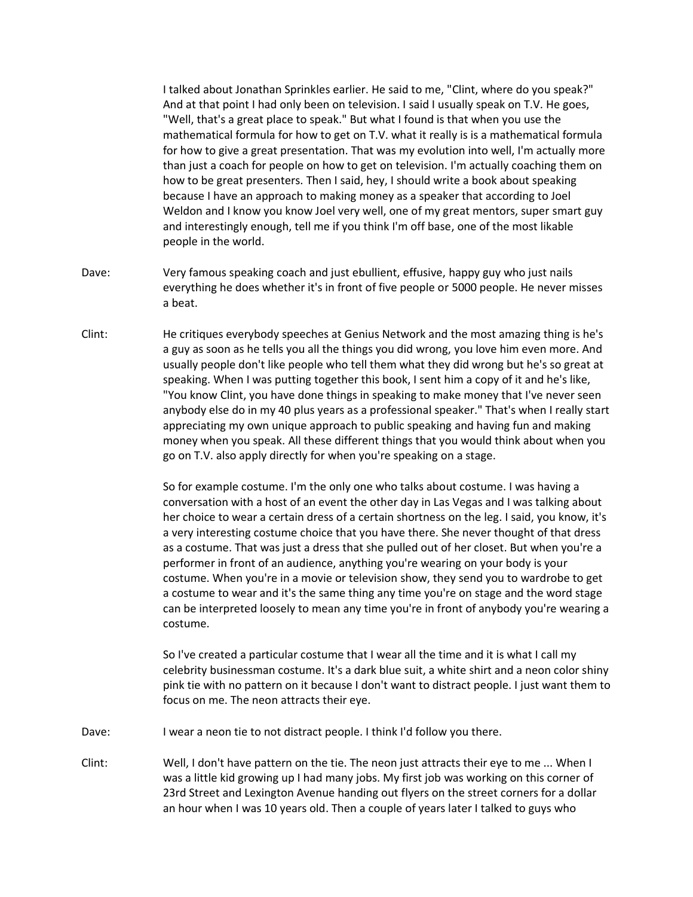I talked about Jonathan Sprinkles earlier. He said to me, "Clint, where do you speak?" And at that point I had only been on television. I said I usually speak on T.V. He goes, "Well, that's a great place to speak." But what I found is that when you use the mathematical formula for how to get on T.V. what it really is is a mathematical formula for how to give a great presentation. That was my evolution into well, I'm actually more than just a coach for people on how to get on television. I'm actually coaching them on how to be great presenters. Then I said, hey, I should write a book about speaking because I have an approach to making money as a speaker that according to Joel Weldon and I know you know Joel very well, one of my great mentors, super smart guy and interestingly enough, tell me if you think I'm off base, one of the most likable people in the world.

Dave: Very famous speaking coach and just ebullient, effusive, happy guy who just nails everything he does whether it's in front of five people or 5000 people. He never misses a beat.

Clint: He critiques everybody speeches at Genius Network and the most amazing thing is he's a guy as soon as he tells you all the things you did wrong, you love him even more. And usually people don't like people who tell them what they did wrong but he's so great at speaking. When I was putting together this book, I sent him a copy of it and he's like, "You know Clint, you have done things in speaking to make money that I've never seen anybody else do in my 40 plus years as a professional speaker." That's when I really start appreciating my own unique approach to public speaking and having fun and making money when you speak. All these different things that you would think about when you go on T.V. also apply directly for when you're speaking on a stage.

So for example costume. I'm the only one who talks about costume. I was having a conversation with a host of an event the other day in Las Vegas and I was talking about her choice to wear a certain dress of a certain shortness on the leg. I said, you know, it's a very interesting costume choice that you have there. She never thought of that dress as a costume. That was just a dress that she pulled out of her closet. But when you're a performer in front of an audience, anything you're wearing on your body is your costume. When you're in a movie or television show, they send you to wardrobe to get a costume to wear and it's the same thing any time you're on stage and the word stage can be interpreted loosely to mean any time you're in front of anybody you're wearing a costume.

So I've created a particular costume that I wear all the time and it is what I call my celebrity businessman costume. It's a dark blue suit, a white shirt and a neon color shiny pink tie with no pattern on it because I don't want to distract people. I just want them to focus on me. The neon attracts their eye.

Dave: I wear a neon tie to not distract people. I think I'd follow you there.

Clint: Well, I don't have pattern on the tie. The neon just attracts their eye to me ... When I was a little kid growing up I had many jobs. My first job was working on this corner of 23rd Street and Lexington Avenue handing out flyers on the street corners for a dollar an hour when I was 10 years old. Then a couple of years later I talked to guys who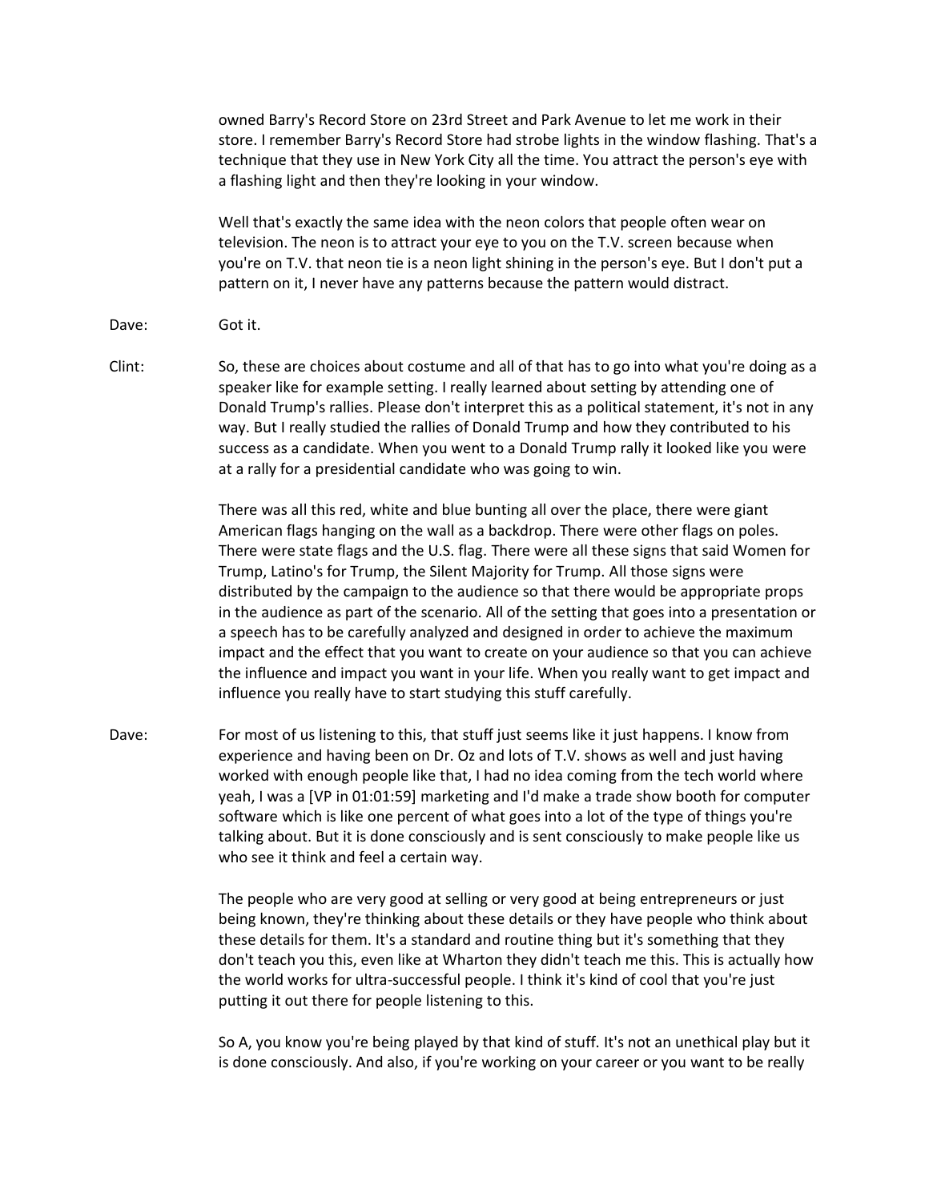owned Barry's Record Store on 23rd Street and Park Avenue to let me work in their store. I remember Barry's Record Store had strobe lights in the window flashing. That's a technique that they use in New York City all the time. You attract the person's eye with a flashing light and then they're looking in your window.

Well that's exactly the same idea with the neon colors that people often wear on television. The neon is to attract your eye to you on the T.V. screen because when you're on T.V. that neon tie is a neon light shining in the person's eye. But I don't put a pattern on it, I never have any patterns because the pattern would distract.

Dave: Got it.

Clint: So, these are choices about costume and all of that has to go into what you're doing as a speaker like for example setting. I really learned about setting by attending one of Donald Trump's rallies. Please don't interpret this as a political statement, it's not in any way. But I really studied the rallies of Donald Trump and how they contributed to his success as a candidate. When you went to a Donald Trump rally it looked like you were at a rally for a presidential candidate who was going to win.

There was all this red, white and blue bunting all over the place, there were giant American flags hanging on the wall as a backdrop. There were other flags on poles. There were state flags and the U.S. flag. There were all these signs that said Women for Trump, Latino's for Trump, the Silent Majority for Trump. All those signs were distributed by the campaign to the audience so that there would be appropriate props in the audience as part of the scenario. All of the setting that goes into a presentation or a speech has to be carefully analyzed and designed in order to achieve the maximum impact and the effect that you want to create on your audience so that you can achieve the influence and impact you want in your life. When you really want to get impact and influence you really have to start studying this stuff carefully.

Dave: For most of us listening to this, that stuff just seems like it just happens. I know from experience and having been on Dr. Oz and lots of T.V. shows as well and just having worked with enough people like that, I had no idea coming from the tech world where yeah, I was a [VP in 01:01:59] marketing and I'd make a trade show booth for computer software which is like one percent of what goes into a lot of the type of things you're talking about. But it is done consciously and is sent consciously to make people like us who see it think and feel a certain way.

The people who are very good at selling or very good at being entrepreneurs or just being known, they're thinking about these details or they have people who think about these details for them. It's a standard and routine thing but it's something that they don't teach you this, even like at Wharton they didn't teach me this. This is actually how the world works for ultra-successful people. I think it's kind of cool that you're just putting it out there for people listening to this.

So A, you know you're being played by that kind of stuff. It's not an unethical play but it is done consciously. And also, if you're working on your career or you want to be really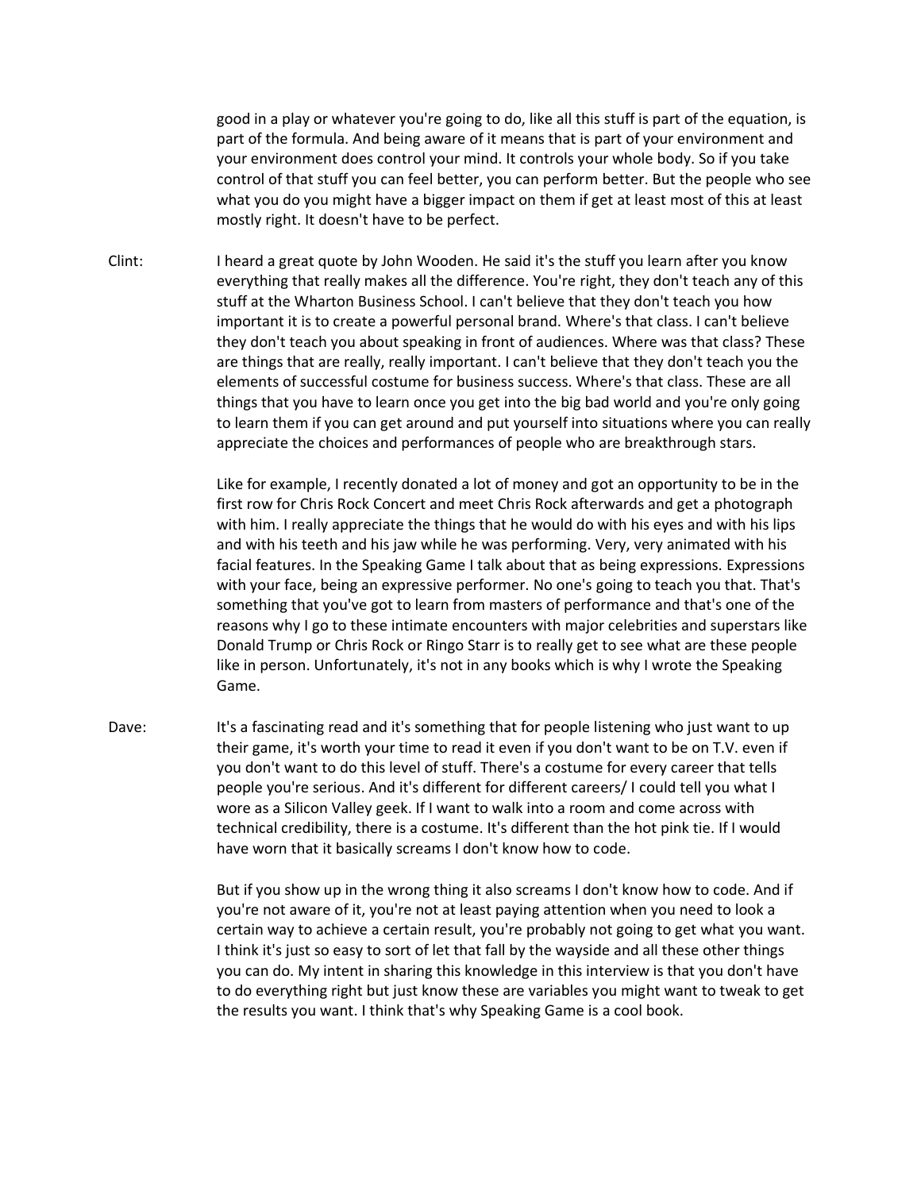good in a play or whatever you're going to do, like all this stuff is part of the equation, is part of the formula. And being aware of it means that is part of your environment and your environment does control your mind. It controls your whole body. So if you take control of that stuff you can feel better, you can perform better. But the people who see what you do you might have a bigger impact on them if get at least most of this at least mostly right. It doesn't have to be perfect.

Clint: I heard a great quote by John Wooden. He said it's the stuff you learn after you know everything that really makes all the difference. You're right, they don't teach any of this stuff at the Wharton Business School. I can't believe that they don't teach you how important it is to create a powerful personal brand. Where's that class. I can't believe they don't teach you about speaking in front of audiences. Where was that class? These are things that are really, really important. I can't believe that they don't teach you the elements of successful costume for business success. Where's that class. These are all things that you have to learn once you get into the big bad world and you're only going to learn them if you can get around and put yourself into situations where you can really appreciate the choices and performances of people who are breakthrough stars.

Like for example, I recently donated a lot of money and got an opportunity to be in the first row for Chris Rock Concert and meet Chris Rock afterwards and get a photograph with him. I really appreciate the things that he would do with his eyes and with his lips and with his teeth and his jaw while he was performing. Very, very animated with his facial features. In the Speaking Game I talk about that as being expressions. Expressions with your face, being an expressive performer. No one's going to teach you that. That's something that you've got to learn from masters of performance and that's one of the reasons why I go to these intimate encounters with major celebrities and superstars like Donald Trump or Chris Rock or Ringo Starr is to really get to see what are these people like in person. Unfortunately, it's not in any books which is why I wrote the Speaking Game.

Dave: It's a fascinating read and it's something that for people listening who just want to up their game, it's worth your time to read it even if you don't want to be on T.V. even if you don't want to do this level of stuff. There's a costume for every career that tells people you're serious. And it's different for different careers/ I could tell you what I wore as a Silicon Valley geek. If I want to walk into a room and come across with technical credibility, there is a costume. It's different than the hot pink tie. If I would have worn that it basically screams I don't know how to code.

But if you show up in the wrong thing it also screams I don't know how to code. And if you're not aware of it, you're not at least paying attention when you need to look a certain way to achieve a certain result, you're probably not going to get what you want. I think it's just so easy to sort of let that fall by the wayside and all these other things you can do. My intent in sharing this knowledge in this interview is that you don't have to do everything right but just know these are variables you might want to tweak to get the results you want. I think that's why Speaking Game is a cool book.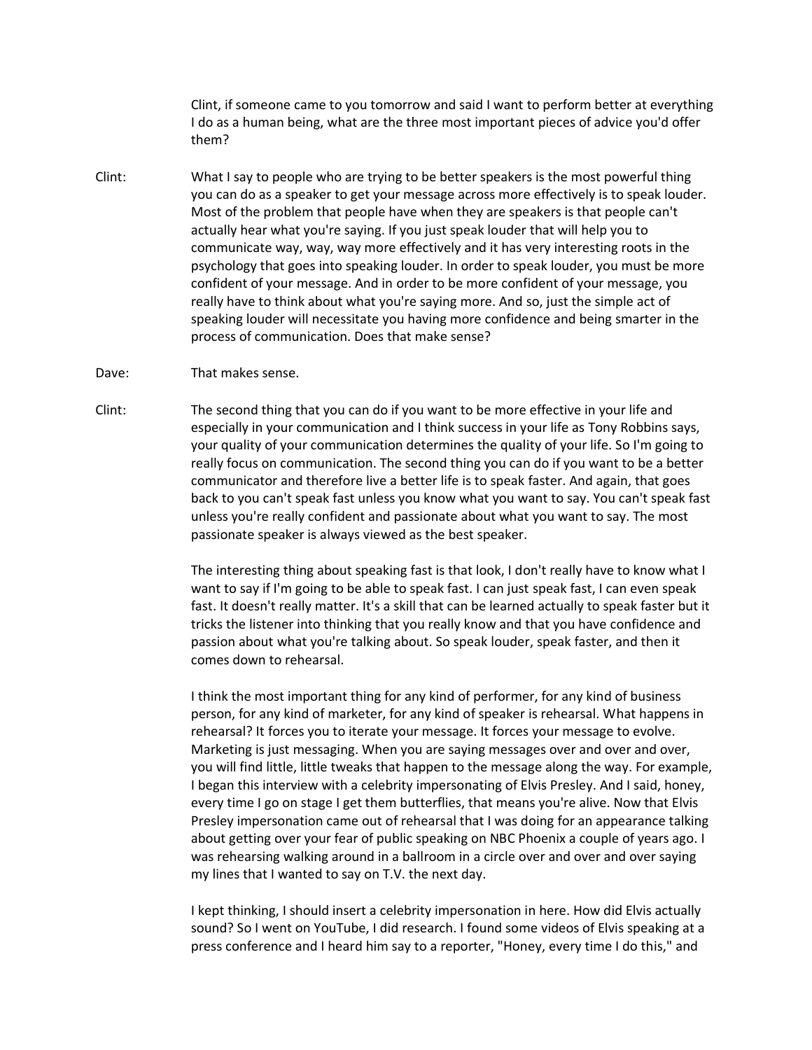Clint, if someone came to you tomorrow and said I want to perform better at everything I do as a human being, what are the three most important pieces of advice you'd offer them?

Clint: What I say to people who are trying to be better speakers is the most powerful thing you can do as a speaker to get your message across more effectively is to speak louder. Most of the problem that people have when they are speakers is that people can't actually hear what you're saying. If you just speak louder that will help you to communicate way, way, way more effectively and it has very interesting roots in the psychology that goes into speaking louder. In order to speak louder, you must be more confident of your message. And in order to be more confident of your message, you really have to think about what you're saying more. And so, just the simple act of speaking louder will necessitate you having more confidence and being smarter in the process of communication. Does that make sense?

Dave: That makes sense.

Clint: The second thing that you can do if you want to be more effective in your life and especially in your communication and I think success in your life as Tony Robbins says, your quality of your communication determines the quality of your life. So I'm going to really focus on communication. The second thing you can do if you want to be a better communicator and therefore live a better life is to speak faster. And again, that goes back to you can't speak fast unless you know what you want to say. You can't speak fast unless you're really confident and passionate about what you want to say. The most passionate speaker is always viewed as the best speaker.

The interesting thing about speaking fast is that look, I don't really have to know what I want to say if I'm going to be able to speak fast. I can just speak fast, I can even speak fast. It doesn't really matter. It's a skill that can be learned actually to speak faster but it tricks the listener into thinking that you really know and that you have confidence and passion about what you're talking about. So speak louder, speak faster, and then it comes down to rehearsal.

I think the most important thing for any kind of performer, for any kind of business person, for any kind of marketer, for any kind of speaker is rehearsal. What happens in rehearsal? It forces you to iterate your message. It forces your message to evolve. Marketing is just messaging. When you are saying messages over and over and over, you will find little, little tweaks that happen to the message along the way. For example, I began this interview with a celebrity impersonating of Elvis Presley. And I said, honey, every time I go on stage I get them butterflies, that means you're alive. Now that Elvis Presley impersonation came out of rehearsal that I was doing for an appearance talking about getting over your fear of public speaking on NBC Phoenix a couple of years ago. I was rehearsing walking around in a ballroom in a circle over and over and over saying my lines that I wanted to say on T.V. the next day.

I kept thinking, I should insert a celebrity impersonation in here. How did Elvis actually sound? So I went on YouTube, I did research. I found some videos of Elvis speaking at a press conference and I heard him say to a reporter, "Honey, every time I do this," and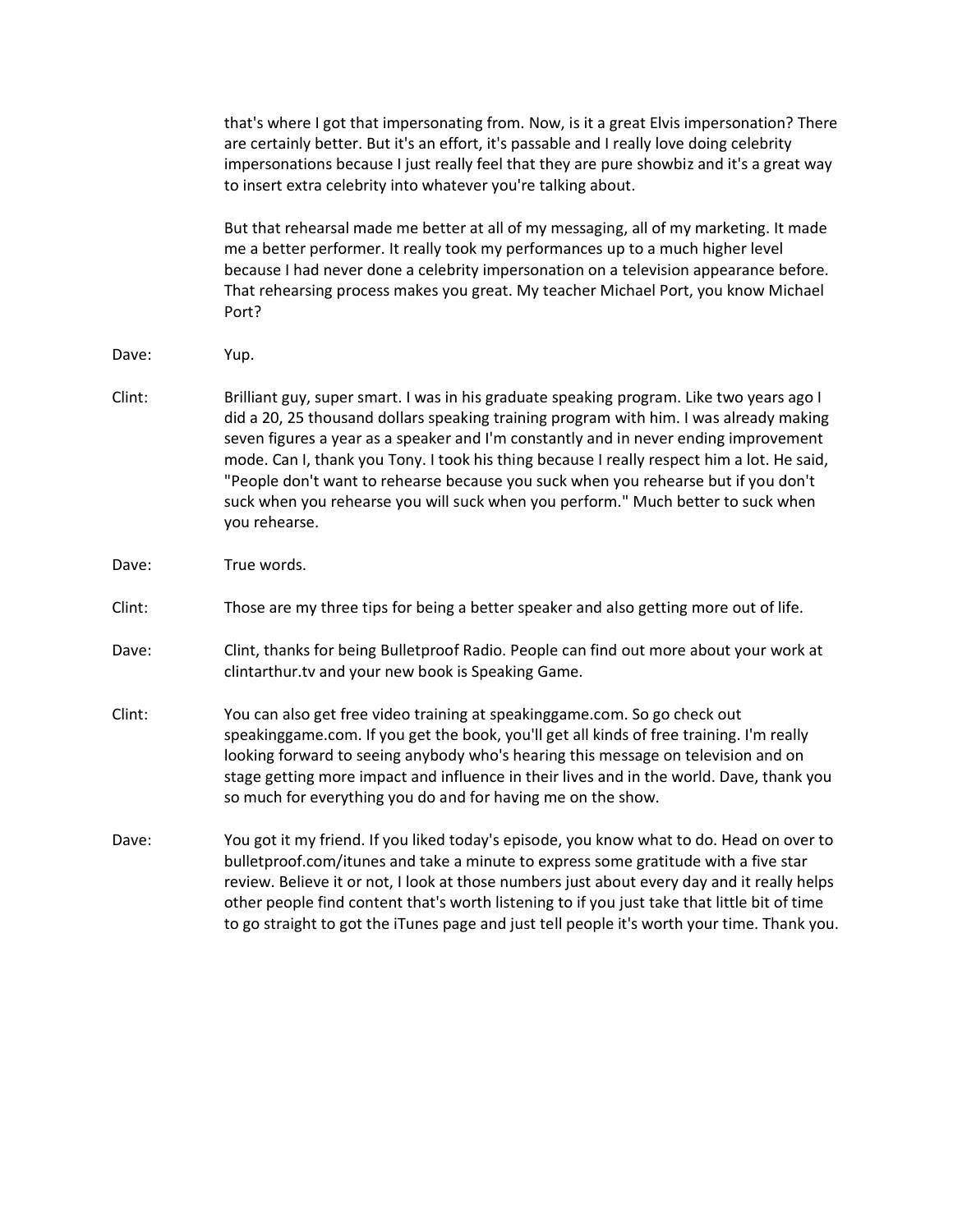that's where I got that impersonating from. Now, is it a great Elvis impersonation? There are certainly better. But it's an effort, it's passable and I really love doing celebrity impersonations because I just really feel that they are pure showbiz and it's a great way to insert extra celebrity into whatever you're talking about.

But that rehearsal made me better at all of my messaging, all of my marketing. It made me a better performer. It really took my performances up to a much higher level because I had never done a celebrity impersonation on a television appearance before. That rehearsing process makes you great. My teacher Michael Port, you know Michael Port?

Dave: Yup.

Clint: Brilliant guy, super smart. I was in his graduate speaking program. Like two years ago I did a 20, 25 thousand dollars speaking training program with him. I was already making seven figures a year as a speaker and I'm constantly and in never ending improvement mode. Can I, thank you Tony. I took his thing because I really respect him a lot. He said, "People don't want to rehearse because you suck when you rehearse but if you don't suck when you rehearse you will suck when you perform." Much better to suck when you rehearse.

Dave: True words.

Clint: Those are my three tips for being a better speaker and also getting more out of life.

Dave: Clint, thanks for being Bulletproof Radio. People can find out more about your work at clintarthur.tv and your new book is Speaking Game.

Clint: You can also get free video training at speakinggame.com. So go check out speakinggame.com. If you get the book, you'll get all kinds of free training. I'm really looking forward to seeing anybody who's hearing this message on television and on stage getting more impact and influence in their lives and in the world. Dave, thank you so much for everything you do and for having me on the show.

Dave: You got it my friend. If you liked today's episode, you know what to do. Head on over to bulletproof.com/itunes and take a minute to express some gratitude with a five star review. Believe it or not, I look at those numbers just about every day and it really helps other people find content that's worth listening to if you just take that little bit of time to go straight to got the iTunes page and just tell people it's worth your time. Thank you.